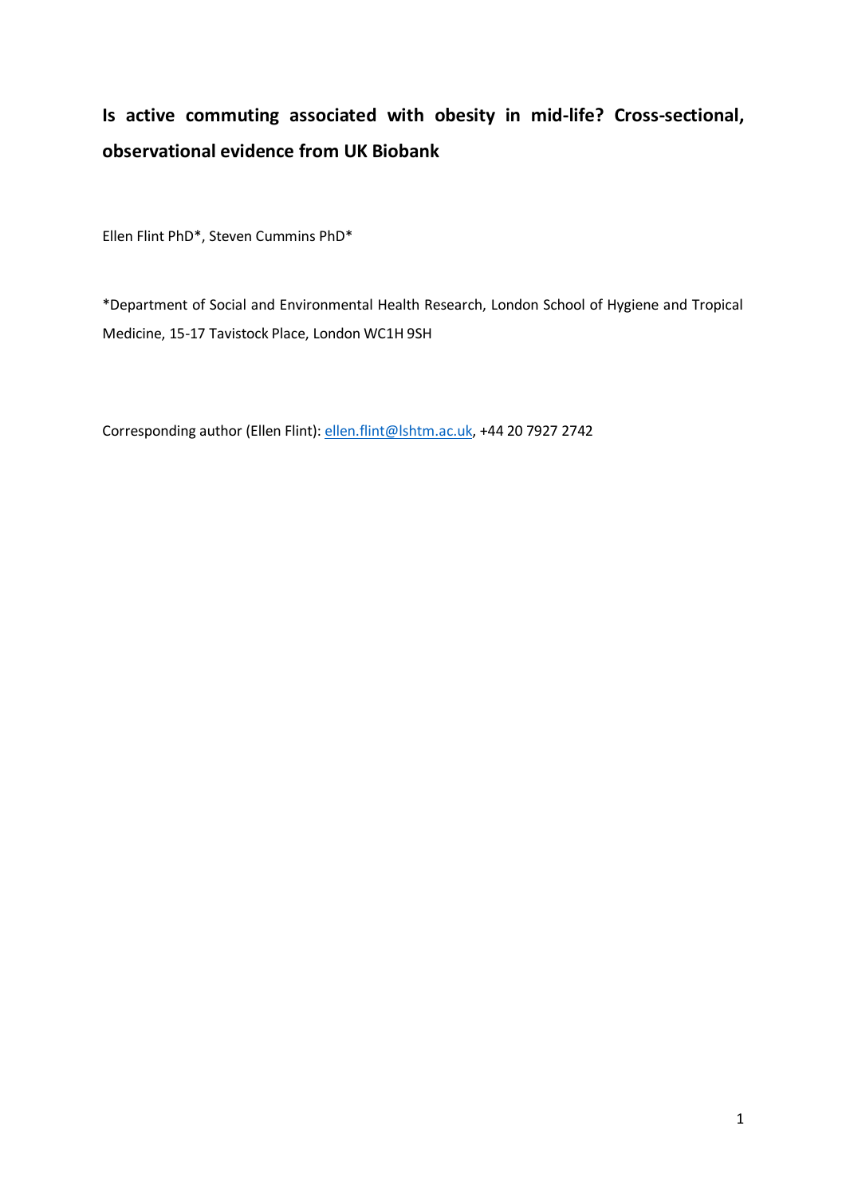# Is active commuting associated with obesity in mid-life? Cross-sectional, observational evidence from UK Biobank

Ellen Flint PhD*, Steven Cummins PhD*

*Department of Social and Environmental Health Research, London School of Hygiene and Tropical Medicine, 15-17 Tavistock Place, London WC1H 9SH

Corresponding author (Ellen Flint): ellen.flint@lshtm.ac.uk, +44 20 7927 2742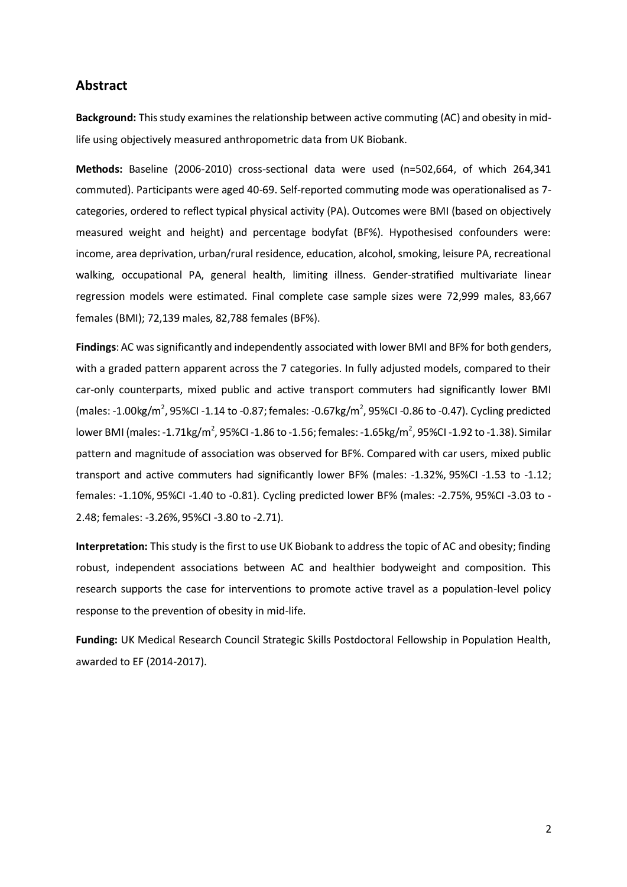## Abstract

**Background:** This study examines the relationship between active commuting (AC) and obesity in mid-life using objectively measured anthropometric data from UK Biobank.

**Methods:** Baseline (2006-2010) cross-sectional data were used (n=502,664, of which 264,341 commuted). Participants were aged 40-69. Self-reported commuting mode was operationalised as 7-categories, ordered to reflect typical physical activity (PA). Outcomes were BMI (based on objectively measured weight and height) and percentage bodyfat (BF%). Hypothesised confounders were: income, area deprivation, urban/rural residence, education, alcohol, smoking, leisure PA, recreational walking, occupational PA, general health, limiting illness. Gender-stratified multivariate linear regression models were estimated. Final complete case sample sizes were 72,999 males, 83,667 females (BMI); 72,139 males, 82,788 females (BF%).

**Findings**: AC was significantly and independently associated with lower BMI and BF% for both genders, with a graded pattern apparent across the 7 categories. In fully adjusted models, compared to their car-only counterparts, mixed public and active transport commuters had significantly lower BMI (males: -1.00kg/m$^2$, 95%CI -1.14 to -0.87; females: -0.67kg/m$^2$, 95%CI -0.86 to -0.47). Cycling predicted lower BMI (males: -1.71kg/m$^2$, 95%CI -1.86 to -1.56; females: -1.65kg/m$^2$, 95%CI -1.92 to -1.38). Similar pattern and magnitude of association was observed for BF%. Compared with car users, mixed public transport and active commuters had significantly lower BF% (males: -1.32%, 95%CI -1.53 to -1.12; females: -1.10%, 95%CI -1.40 to -0.81). Cycling predicted lower BF% (males: -2.75%, 95%CI -3.03 to -2.48; females: -3.26%, 95%CI -3.80 to -2.71).

**Interpretation:** This study is the first to use UK Biobank to address the topic of AC and obesity; finding robust, independent associations between AC and healthier bodyweight and composition. This research supports the case for interventions to promote active travel as a population-level policy response to the prevention of obesity in mid-life.

**Funding:** UK Medical Research Council Strategic Skills Postdoctoral Fellowship in Population Health, awarded to EF (2014-2017).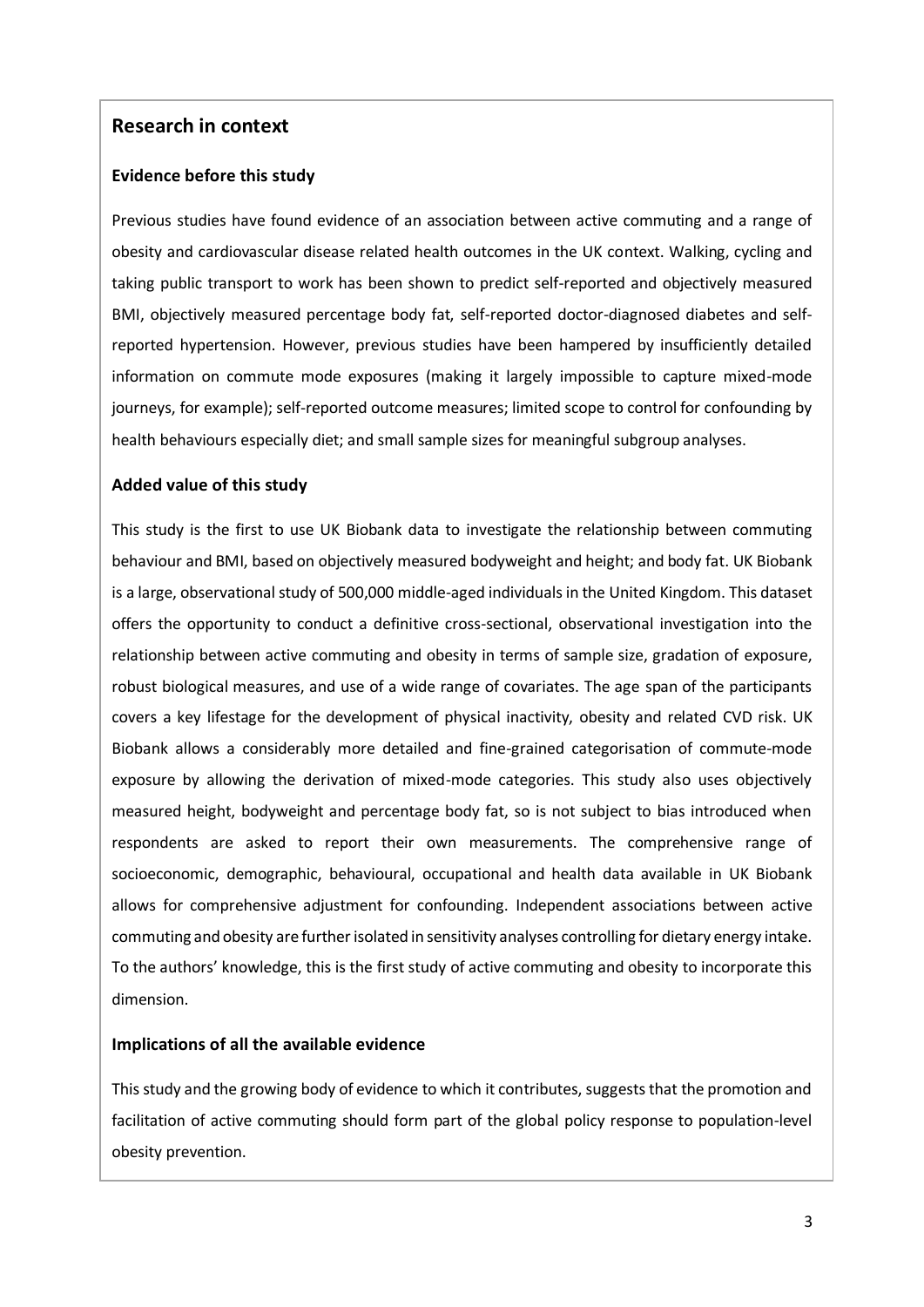## Research in context

### Evidence before this study

Previous studies have found evidence of an association between active commuting and a range of obesity and cardiovascular disease related health outcomes in the UK context. Walking, cycling and taking public transport to work has been shown to predict self-reported and objectively measured BMI, objectively measured percentage body fat, self-reported doctor-diagnosed diabetes and self-reported hypertension. However, previous studies have been hampered by insufficiently detailed information on commute mode exposures (making it largely impossible to capture mixed-mode journeys, for example); self-reported outcome measures; limited scope to control for confounding by health behaviours especially diet; and small sample sizes for meaningful subgroup analyses.

### Added value of this study

This study is the first to use UK Biobank data to investigate the relationship between commuting behaviour and BMI, based on objectively measured bodyweight and height; and body fat. UK Biobank is a large, observational study of 500,000 middle-aged individuals in the United Kingdom. This dataset offers the opportunity to conduct a definitive cross-sectional, observational investigation into the relationship between active commuting and obesity in terms of sample size, gradation of exposure, robust biological measures, and use of a wide range of covariates. The age span of the participants covers a key lifestage for the development of physical inactivity, obesity and related CVD risk. UK Biobank allows a considerably more detailed and fine-grained categorisation of commute-mode exposure by allowing the derivation of mixed-mode categories. This study also uses objectively measured height, bodyweight and percentage body fat, so is not subject to bias introduced when respondents are asked to report their own measurements. The comprehensive range of socioeconomic, demographic, behavioural, occupational and health data available in UK Biobank allows for comprehensive adjustment for confounding. Independent associations between active commuting and obesity are further isolated in sensitivity analyses controlling for dietary energy intake. To the authors' knowledge, this is the first study of active commuting and obesity to incorporate this dimension.

### Implications of all the available evidence

This study and the growing body of evidence to which it contributes, suggests that the promotion and facilitation of active commuting should form part of the global policy response to population-level obesity prevention.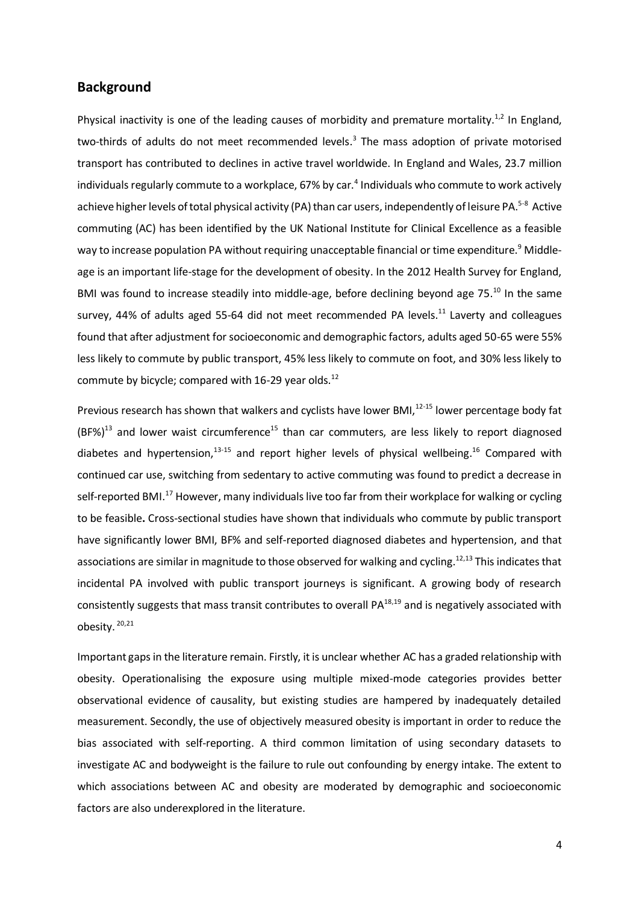## Background

Physical inactivity is one of the leading causes of morbidity and premature mortality.[1,2] In England, two-thirds of adults do not meet recommended levels.[3] The mass adoption of private motorised transport has contributed to declines in active travel worldwide. In England and Wales, 23.7 million individuals regularly commute to a workplace, 67% by car.[4] Individuals who commute to work actively achieve higher levels of total physical activity (PA) than car users, independently of leisure PA.[5-8] Active commuting (AC) has been identified by the UK National Institute for Clinical Excellence as a feasible way to increase population PA without requiring unacceptable financial or time expenditure.[9] Middle-age is an important life-stage for the development of obesity. In the 2012 Health Survey for England, BMI was found to increase steadily into middle-age, before declining beyond age 75.[10] In the same survey, 44% of adults aged 55-64 did not meet recommended PA levels.[11] Laverty and colleagues found that after adjustment for socioeconomic and demographic factors, adults aged 50-65 were 55% less likely to commute by public transport, 45% less likely to commute on foot, and 30% less likely to commute by bicycle; compared with 16-29 year olds.[12]

Previous research has shown that walkers and cyclists have lower BMI,[12-15] lower percentage body fat (BF%)[13] and lower waist circumference[15] than car commuters, are less likely to report diagnosed diabetes and hypertension,[13-15] and report higher levels of physical wellbeing.[16] Compared with continued car use, switching from sedentary to active commuting was found to predict a decrease in self-reported BMI.[17] However, many individuals live too far from their workplace for walking or cycling to be feasible**.** Cross-sectional studies have shown that individuals who commute by public transport have significantly lower BMI, BF% and self-reported diagnosed diabetes and hypertension, and that associations are similar in magnitude to those observed for walking and cycling.[12,13] This indicates that incidental PA involved with public transport journeys is significant. A growing body of research consistently suggests that mass transit contributes to overall PA[18,19] and is negatively associated with obesity.[20,21]

Important gaps in the literature remain. Firstly, it is unclear whether AC has a graded relationship with obesity. Operationalising the exposure using multiple mixed-mode categories provides better observational evidence of causality, but existing studies are hampered by inadequately detailed measurement. Secondly, the use of objectively measured obesity is important in order to reduce the bias associated with self-reporting. A third common limitation of using secondary datasets to investigate AC and bodyweight is the failure to rule out confounding by energy intake. The extent to which associations between AC and obesity are moderated by demographic and socioeconomic factors are also underexplored in the literature.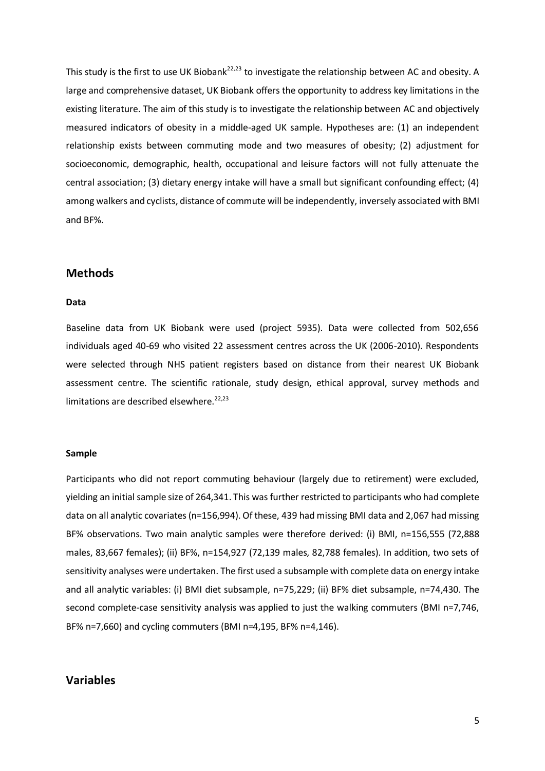This study is the first to use UK Biobank[22,23] to investigate the relationship between AC and obesity. A large and comprehensive dataset, UK Biobank offers the opportunity to address key limitations in the existing literature. The aim of this study is to investigate the relationship between AC and objectively measured indicators of obesity in a middle-aged UK sample. Hypotheses are: (1) an independent relationship exists between commuting mode and two measures of obesity; (2) adjustment for socioeconomic, demographic, health, occupational and leisure factors will not fully attenuate the central association; (3) dietary energy intake will have a small but significant confounding effect; (4) among walkers and cyclists, distance of commute will be independently, inversely associated with BMI and BF%.

## Methods

**Data**

Baseline data from UK Biobank were used (project 5935). Data were collected from 502,656 individuals aged 40-69 who visited 22 assessment centres across the UK (2006-2010). Respondents were selected through NHS patient registers based on distance from their nearest UK Biobank assessment centre. The scientific rationale, study design, ethical approval, survey methods and limitations are described elsewhere.[22,23]

**Sample**

Participants who did not report commuting behaviour (largely due to retirement) were excluded, yielding an initial sample size of 264,341. This was further restricted to participants who had complete data on all analytic covariates (n=156,994). Of these, 439 had missing BMI data and 2,067 had missing BF% observations. Two main analytic samples were therefore derived: (i) BMI, n=156,555 (72,888 males, 83,667 females); (ii) BF%, n=154,927 (72,139 males, 82,788 females). In addition, two sets of sensitivity analyses were undertaken. The first used a subsample with complete data on energy intake and all analytic variables: (i) BMI diet subsample, n=75,229; (ii) BF% diet subsample, n=74,430. The second complete-case sensitivity analysis was applied to just the walking commuters (BMI n=7,746, BF% n=7,660) and cycling commuters (BMI n=4,195, BF% n=4,146).

## Variables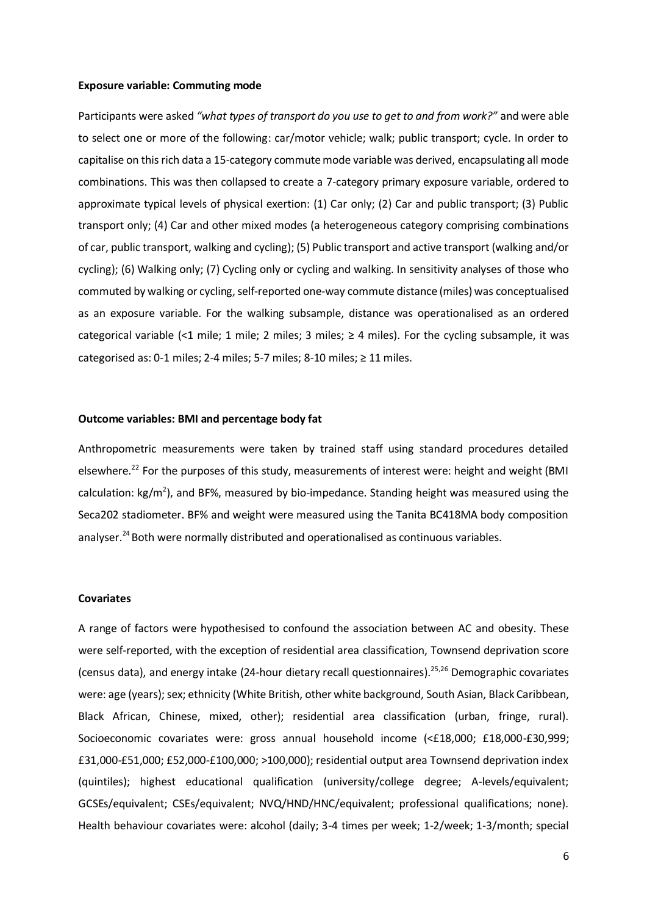**Exposure variable: Commuting mode**

Participants were asked *"what types of transport do you use to get to and from work?"* and were able to select one or more of the following: car/motor vehicle; walk; public transport; cycle. In order to capitalise on this rich data a 15-category commute mode variable was derived, encapsulating all mode combinations. This was then collapsed to create a 7-category primary exposure variable, ordered to approximate typical levels of physical exertion: (1) Car only; (2) Car and public transport; (3) Public transport only; (4) Car and other mixed modes (a heterogeneous category comprising combinations of car, public transport, walking and cycling); (5) Public transport and active transport (walking and/or cycling); (6) Walking only; (7) Cycling only or cycling and walking. In sensitivity analyses of those who commuted by walking or cycling, self-reported one-way commute distance (miles) was conceptualised as an exposure variable. For the walking subsample, distance was operationalised as an ordered categorical variable (<1 mile; 1 mile; 2 miles; 3 miles; ≥ 4 miles). For the cycling subsample, it was categorised as: 0-1 miles; 2-4 miles; 5-7 miles; 8-10 miles; ≥ 11 miles.

**Outcome variables: BMI and percentage body fat**

Anthropometric measurements were taken by trained staff using standard procedures detailed elsewhere.[22] For the purposes of this study, measurements of interest were: height and weight (BMI calculation: $kg/m^2$), and BF%, measured by bio-impedance. Standing height was measured using the Seca202 stadiometer. BF% and weight were measured using the Tanita BC418MA body composition analyser.[24] Both were normally distributed and operationalised as continuous variables.

**Covariates**

A range of factors were hypothesised to confound the association between AC and obesity. These were self-reported, with the exception of residential area classification, Townsend deprivation score (census data), and energy intake (24-hour dietary recall questionnaires).[25,26] Demographic covariates were: age (years); sex; ethnicity (White British, other white background, South Asian, Black Caribbean, Black African, Chinese, mixed, other); residential area classification (urban, fringe, rural). Socioeconomic covariates were: gross annual household income (<£18,000; £18,000-£30,999; £31,000-£51,000; £52,000-£100,000; >100,000); residential output area Townsend deprivation index (quintiles); highest educational qualification (university/college degree; A-levels/equivalent; GCSEs/equivalent; CSEs/equivalent; NVQ/HND/HNC/equivalent; professional qualifications; none). Health behaviour covariates were: alcohol (daily; 3-4 times per week; 1-2/week; 1-3/month; special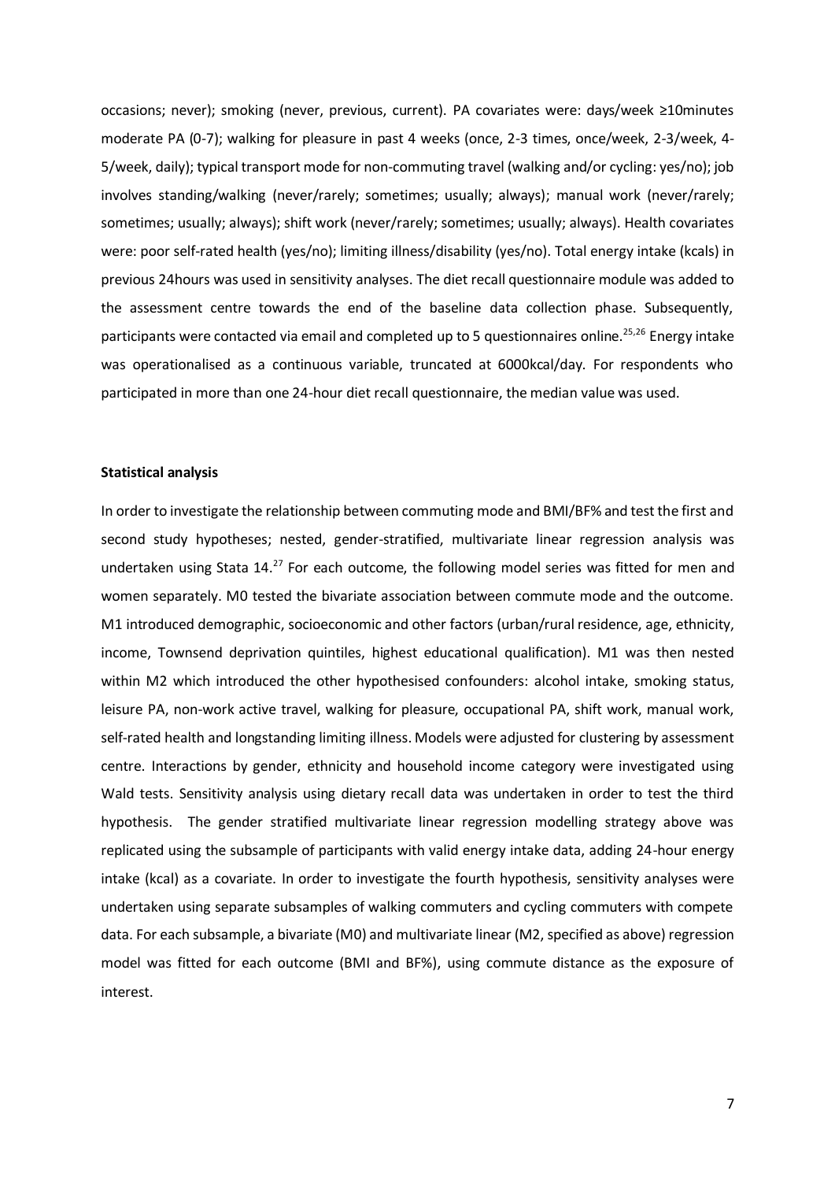occasions; never); smoking (never, previous, current). PA covariates were: days/week ≥10minutes moderate PA (0-7); walking for pleasure in past 4 weeks (once, 2-3 times, once/week, 2-3/week, 4-5/week, daily); typical transport mode for non-commuting travel (walking and/or cycling: yes/no); job involves standing/walking (never/rarely; sometimes; usually; always); manual work (never/rarely; sometimes; usually; always); shift work (never/rarely; sometimes; usually; always). Health covariates were: poor self-rated health (yes/no); limiting illness/disability (yes/no). Total energy intake (kcals) in previous 24hours was used in sensitivity analyses. The diet recall questionnaire module was added to the assessment centre towards the end of the baseline data collection phase. Subsequently, participants were contacted via email and completed up to 5 questionnaires online.[25,26] Energy intake was operationalised as a continuous variable, truncated at 6000kcal/day. For respondents who participated in more than one 24-hour diet recall questionnaire, the median value was used.

**Statistical analysis**

In order to investigate the relationship between commuting mode and BMI/BF% and test the first and second study hypotheses; nested, gender-stratified, multivariate linear regression analysis was undertaken using Stata 14.[27] For each outcome, the following model series was fitted for men and women separately. M0 tested the bivariate association between commute mode and the outcome. M1 introduced demographic, socioeconomic and other factors (urban/rural residence, age, ethnicity, income, Townsend deprivation quintiles, highest educational qualification). M1 was then nested within M2 which introduced the other hypothesised confounders: alcohol intake, smoking status, leisure PA, non-work active travel, walking for pleasure, occupational PA, shift work, manual work, self-rated health and longstanding limiting illness. Models were adjusted for clustering by assessment centre. Interactions by gender, ethnicity and household income category were investigated using Wald tests. Sensitivity analysis using dietary recall data was undertaken in order to test the third hypothesis. The gender stratified multivariate linear regression modelling strategy above was replicated using the subsample of participants with valid energy intake data, adding 24-hour energy intake (kcal) as a covariate. In order to investigate the fourth hypothesis, sensitivity analyses were undertaken using separate subsamples of walking commuters and cycling commuters with compete data. For each subsample, a bivariate (M0) and multivariate linear (M2, specified as above) regression model was fitted for each outcome (BMI and BF%), using commute distance as the exposure of interest.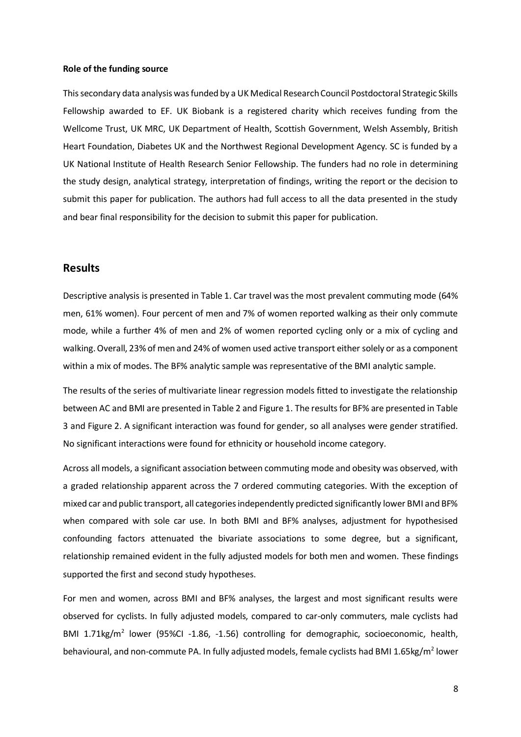**Role of the funding source**

This secondary data analysis was funded by a UK Medical Research Council Postdoctoral Strategic Skills Fellowship awarded to EF. UK Biobank is a registered charity which receives funding from the Wellcome Trust, UK MRC, UK Department of Health, Scottish Government, Welsh Assembly, British Heart Foundation, Diabetes UK and the Northwest Regional Development Agency. SC is funded by a UK National Institute of Health Research Senior Fellowship. The funders had no role in determining the study design, analytical strategy, interpretation of findings, writing the report or the decision to submit this paper for publication. The authors had full access to all the data presented in the study and bear final responsibility for the decision to submit this paper for publication.

## Results

Descriptive analysis is presented in Table 1. Car travel was the most prevalent commuting mode (64% men, 61% women). Four percent of men and 7% of women reported walking as their only commute mode, while a further 4% of men and 2% of women reported cycling only or a mix of cycling and walking. Overall, 23% of men and 24% of women used active transport either solely or as a component within a mix of modes. The BF% analytic sample was representative of the BMI analytic sample.

The results of the series of multivariate linear regression models fitted to investigate the relationship between AC and BMI are presented in Table 2 and Figure 1. The results for BF% are presented in Table 3 and Figure 2. A significant interaction was found for gender, so all analyses were gender stratified. No significant interactions were found for ethnicity or household income category.

Across all models, a significant association between commuting mode and obesity was observed, with a graded relationship apparent across the 7 ordered commuting categories. With the exception of mixed car and public transport, all categories independently predicted significantly lower BMI and BF% when compared with sole car use. In both BMI and BF% analyses, adjustment for hypothesised confounding factors attenuated the bivariate associations to some degree, but a significant, relationship remained evident in the fully adjusted models for both men and women. These findings supported the first and second study hypotheses.

For men and women, across BMI and BF% analyses, the largest and most significant results were observed for cyclists. In fully adjusted models, compared to car-only commuters, male cyclists had BMI 1.71kg/m$^2$ lower (95%CI -1.86, -1.56) controlling for demographic, socioeconomic, health, behavioural, and non-commute PA. In fully adjusted models, female cyclists had BMI 1.65kg/m$^2$ lower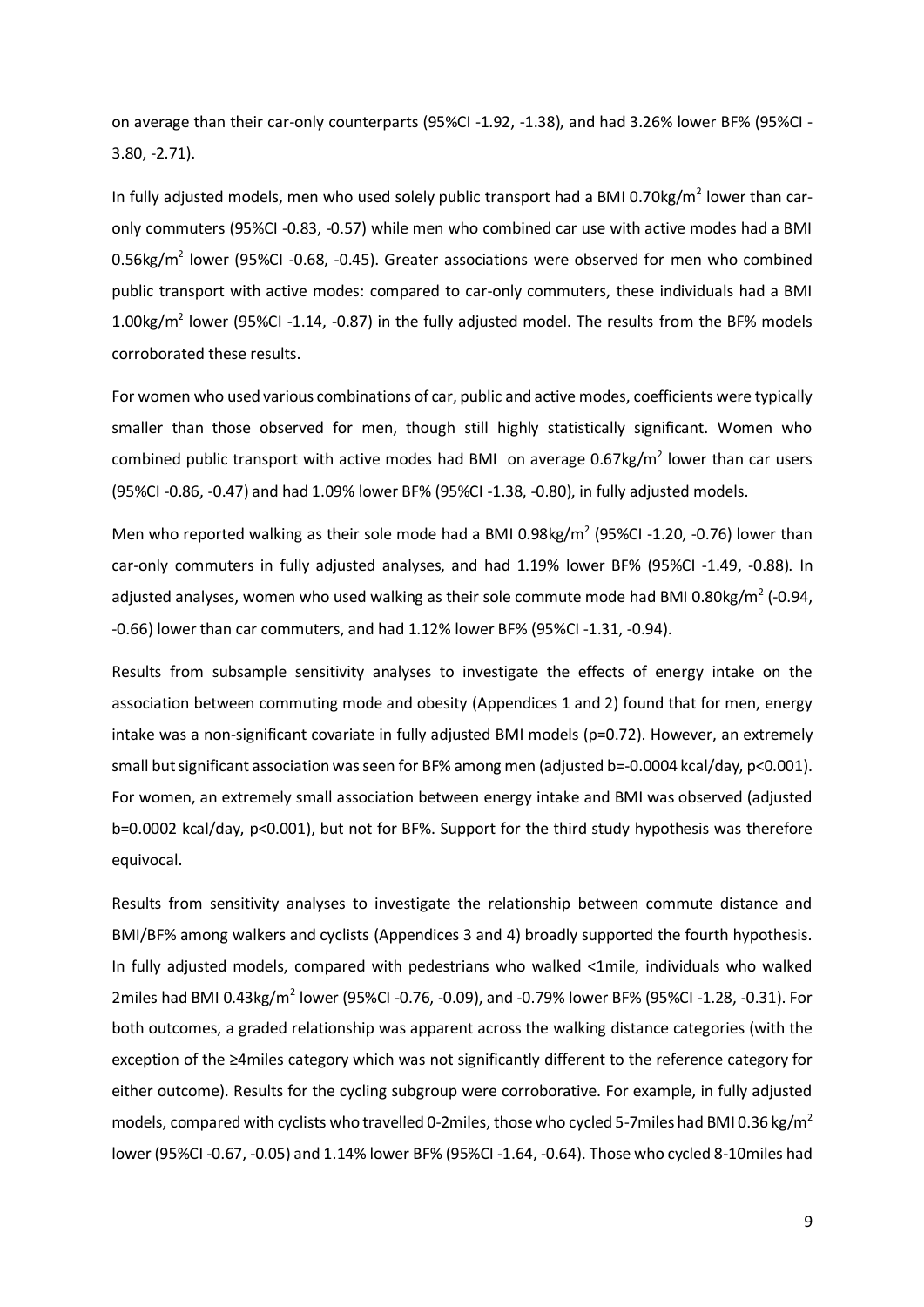on average than their car-only counterparts (95%CI -1.92, -1.38), and had 3.26% lower BF% (95%CI -3.80, -2.71).

In fully adjusted models, men who used solely public transport had a BMI 0.70kg/m$^2$ lower than car-only commuters (95%CI -0.83, -0.57) while men who combined car use with active modes had a BMI 0.56kg/m$^2$ lower (95%CI -0.68, -0.45). Greater associations were observed for men who combined public transport with active modes: compared to car-only commuters, these individuals had a BMI 1.00kg/m$^2$ lower (95%CI -1.14, -0.87) in the fully adjusted model. The results from the BF% models corroborated these results.

For women who used various combinations of car, public and active modes, coefficients were typically smaller than those observed for men, though still highly statistically significant. Women who combined public transport with active modes had BMI on average 0.67kg/m$^2$ lower than car users (95%CI -0.86, -0.47) and had 1.09% lower BF% (95%CI -1.38, -0.80), in fully adjusted models.

Men who reported walking as their sole mode had a BMI 0.98kg/m$^2$ (95%CI -1.20, -0.76) lower than car-only commuters in fully adjusted analyses, and had 1.19% lower BF% (95%CI -1.49, -0.88). In adjusted analyses, women who used walking as their sole commute mode had BMI 0.80kg/m$^2$ (-0.94, -0.66) lower than car commuters, and had 1.12% lower BF% (95%CI -1.31, -0.94).

Results from subsample sensitivity analyses to investigate the effects of energy intake on the association between commuting mode and obesity (Appendices 1 and 2) found that for men, energy intake was a non-significant covariate in fully adjusted BMI models (p=0.72). However, an extremely small but significant association was seen for BF% among men (adjusted b=-0.0004 kcal/day, p<0.001). For women, an extremely small association between energy intake and BMI was observed (adjusted b=0.0002 kcal/day, p<0.001), but not for BF%. Support for the third study hypothesis was therefore equivocal.

Results from sensitivity analyses to investigate the relationship between commute distance and BMI/BF% among walkers and cyclists (Appendices 3 and 4) broadly supported the fourth hypothesis. In fully adjusted models, compared with pedestrians who walked <1mile, individuals who walked 2miles had BMI 0.43kg/m$^2$ lower (95%CI -0.76, -0.09), and -0.79% lower BF% (95%CI -1.28, -0.31). For both outcomes, a graded relationship was apparent across the walking distance categories (with the exception of the ≥4miles category which was not significantly different to the reference category for either outcome). Results for the cycling subgroup were corroborative. For example, in fully adjusted models, compared with cyclists who travelled 0-2miles, those who cycled 5-7miles had BMI 0.36 kg/m$^2$ lower (95%CI -0.67, -0.05) and 1.14% lower BF% (95%CI -1.64, -0.64). Those who cycled 8-10miles had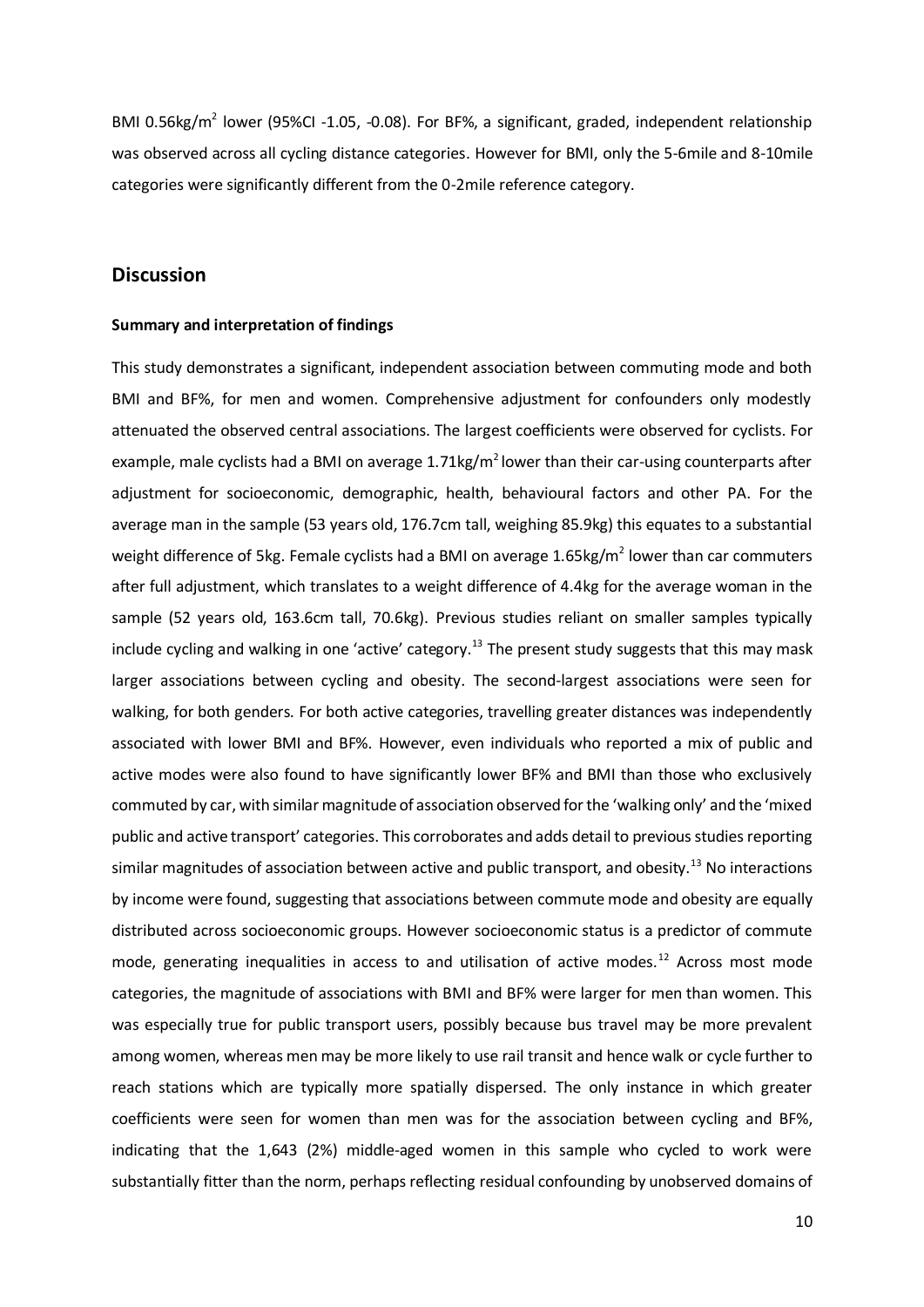BMI 0.56kg/m$^2$ lower (95%CI -1.05, -0.08). For BF%, a significant, graded, independent relationship was observed across all cycling distance categories. However for BMI, only the 5-6mile and 8-10mile categories were significantly different from the 0-2mile reference category.

## Discussion

### Summary and interpretation of findings

This study demonstrates a significant, independent association between commuting mode and both BMI and BF%, for men and women. Comprehensive adjustment for confounders only modestly attenuated the observed central associations. The largest coefficients were observed for cyclists. For example, male cyclists had a BMI on average 1.71kg/m$^2$ lower than their car-using counterparts after adjustment for socioeconomic, demographic, health, behavioural factors and other PA. For the average man in the sample (53 years old, 176.7cm tall, weighing 85.9kg) this equates to a substantial weight difference of 5kg. Female cyclists had a BMI on average 1.65kg/m$^2$ lower than car commuters after full adjustment, which translates to a weight difference of 4.4kg for the average woman in the sample (52 years old, 163.6cm tall, 70.6kg). Previous studies reliant on smaller samples typically include cycling and walking in one 'active' category.[13] The present study suggests that this may mask larger associations between cycling and obesity. The second-largest associations were seen for walking, for both genders. For both active categories, travelling greater distances was independently associated with lower BMI and BF%. However, even individuals who reported a mix of public and active modes were also found to have significantly lower BF% and BMI than those who exclusively commuted by car, with similar magnitude of association observed for the 'walking only' and the 'mixed public and active transport' categories. This corroborates and adds detail to previous studies reporting similar magnitudes of association between active and public transport, and obesity.[13] No interactions by income were found, suggesting that associations between commute mode and obesity are equally distributed across socioeconomic groups. However socioeconomic status is a predictor of commute mode, generating inequalities in access to and utilisation of active modes.[12] Across most mode categories, the magnitude of associations with BMI and BF% were larger for men than women. This was especially true for public transport users, possibly because bus travel may be more prevalent among women, whereas men may be more likely to use rail transit and hence walk or cycle further to reach stations which are typically more spatially dispersed. The only instance in which greater coefficients were seen for women than men was for the association between cycling and BF%, indicating that the 1,643 (2%) middle-aged women in this sample who cycled to work were substantially fitter than the norm, perhaps reflecting residual confounding by unobserved domains of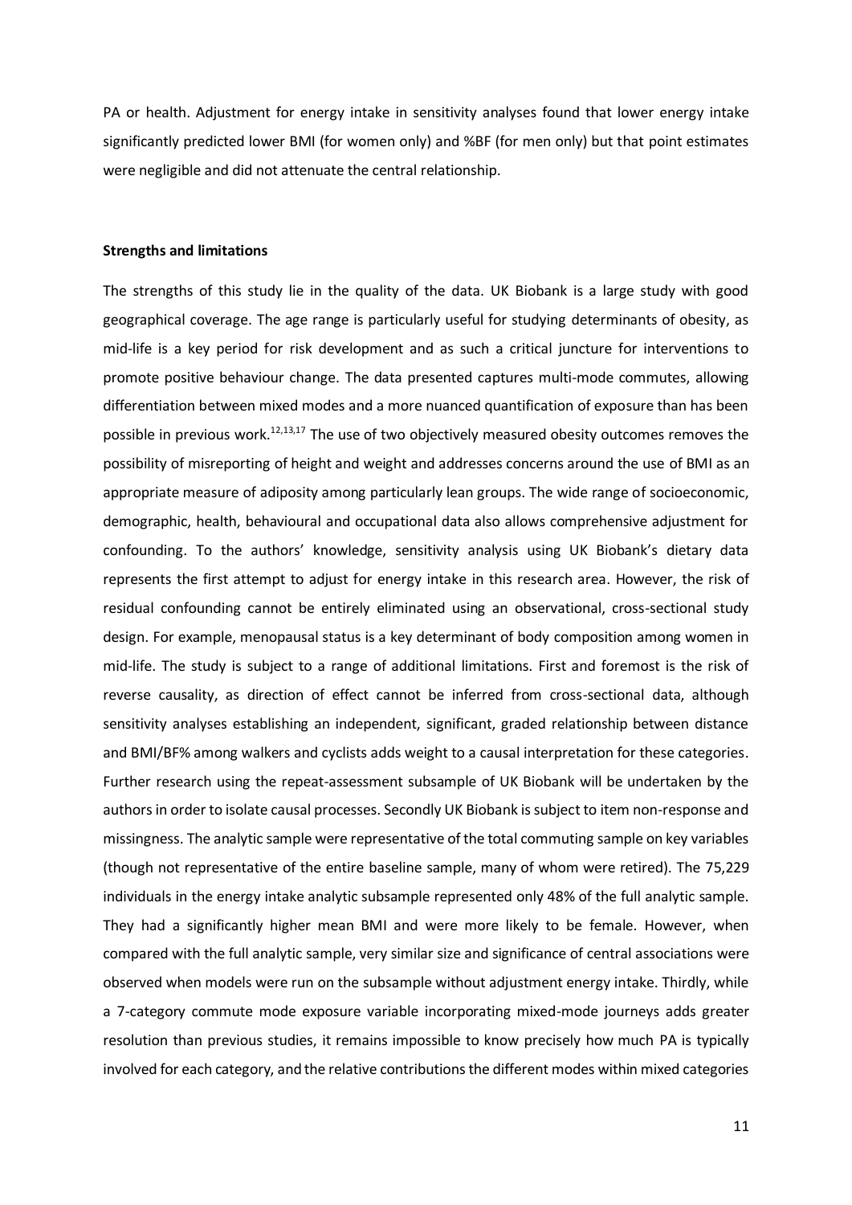PA or health. Adjustment for energy intake in sensitivity analyses found that lower energy intake significantly predicted lower BMI (for women only) and %BF (for men only) but that point estimates were negligible and did not attenuate the central relationship.

**Strengths and limitations**

The strengths of this study lie in the quality of the data. UK Biobank is a large study with good geographical coverage. The age range is particularly useful for studying determinants of obesity, as mid-life is a key period for risk development and as such a critical juncture for interventions to promote positive behaviour change. The data presented captures multi-mode commutes, allowing differentiation between mixed modes and a more nuanced quantification of exposure than has been possible in previous work.[12,13,17] The use of two objectively measured obesity outcomes removes the possibility of misreporting of height and weight and addresses concerns around the use of BMI as an appropriate measure of adiposity among particularly lean groups. The wide range of socioeconomic, demographic, health, behavioural and occupational data also allows comprehensive adjustment for confounding. To the authors' knowledge, sensitivity analysis using UK Biobank's dietary data represents the first attempt to adjust for energy intake in this research area. However, the risk of residual confounding cannot be entirely eliminated using an observational, cross-sectional study design. For example, menopausal status is a key determinant of body composition among women in mid-life. The study is subject to a range of additional limitations. First and foremost is the risk of reverse causality, as direction of effect cannot be inferred from cross-sectional data, although sensitivity analyses establishing an independent, significant, graded relationship between distance and BMI/BF% among walkers and cyclists adds weight to a causal interpretation for these categories. Further research using the repeat-assessment subsample of UK Biobank will be undertaken by the authors in order to isolate causal processes. Secondly UK Biobank is subject to item non-response and missingness. The analytic sample were representative of the total commuting sample on key variables (though not representative of the entire baseline sample, many of whom were retired). The 75,229 individuals in the energy intake analytic subsample represented only 48% of the full analytic sample. They had a significantly higher mean BMI and were more likely to be female. However, when compared with the full analytic sample, very similar size and significance of central associations were observed when models were run on the subsample without adjustment energy intake. Thirdly, while a 7-category commute mode exposure variable incorporating mixed-mode journeys adds greater resolution than previous studies, it remains impossible to know precisely how much PA is typically involved for each category, and the relative contributions the different modes within mixed categories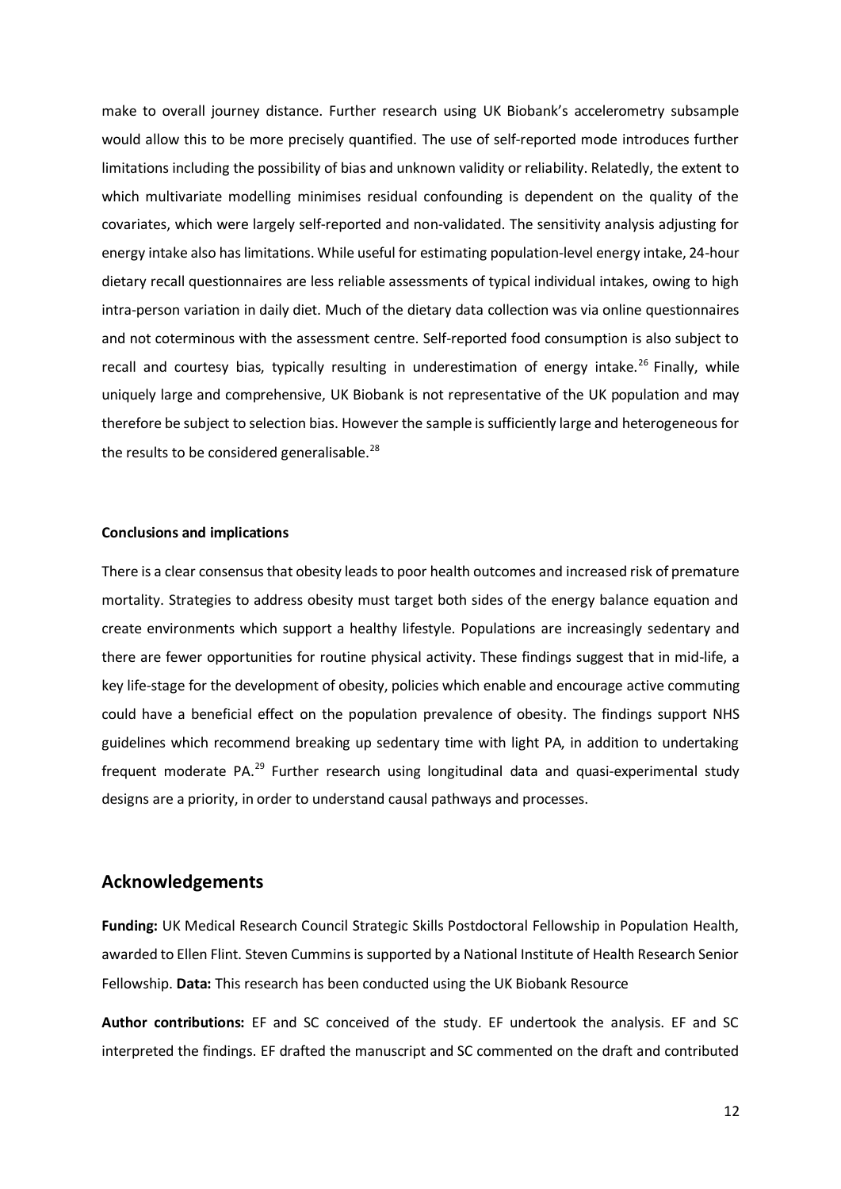make to overall journey distance. Further research using UK Biobank's accelerometry subsample would allow this to be more precisely quantified. The use of self-reported mode introduces further limitations including the possibility of bias and unknown validity or reliability. Relatedly, the extent to which multivariate modelling minimises residual confounding is dependent on the quality of the covariates, which were largely self-reported and non-validated. The sensitivity analysis adjusting for energy intake also has limitations. While useful for estimating population-level energy intake, 24-hour dietary recall questionnaires are less reliable assessments of typical individual intakes, owing to high intra-person variation in daily diet. Much of the dietary data collection was via online questionnaires and not coterminous with the assessment centre. Self-reported food consumption is also subject to recall and courtesy bias, typically resulting in underestimation of energy intake.[26] Finally, while uniquely large and comprehensive, UK Biobank is not representative of the UK population and may therefore be subject to selection bias. However the sample is sufficiently large and heterogeneous for the results to be considered generalisable.[28]

### Conclusions and implications

There is a clear consensus that obesity leads to poor health outcomes and increased risk of premature mortality. Strategies to address obesity must target both sides of the energy balance equation and create environments which support a healthy lifestyle. Populations are increasingly sedentary and there are fewer opportunities for routine physical activity. These findings suggest that in mid-life, a key life-stage for the development of obesity, policies which enable and encourage active commuting could have a beneficial effect on the population prevalence of obesity. The findings support NHS guidelines which recommend breaking up sedentary time with light PA, in addition to undertaking frequent moderate PA.[29] Further research using longitudinal data and quasi-experimental study designs are a priority, in order to understand causal pathways and processes.

## Acknowledgements

**Funding:** UK Medical Research Council Strategic Skills Postdoctoral Fellowship in Population Health, awarded to Ellen Flint. Steven Cummins is supported by a National Institute of Health Research Senior Fellowship. **Data:** This research has been conducted using the UK Biobank Resource

**Author contributions:** EF and SC conceived of the study. EF undertook the analysis. EF and SC interpreted the findings. EF drafted the manuscript and SC commented on the draft and contributed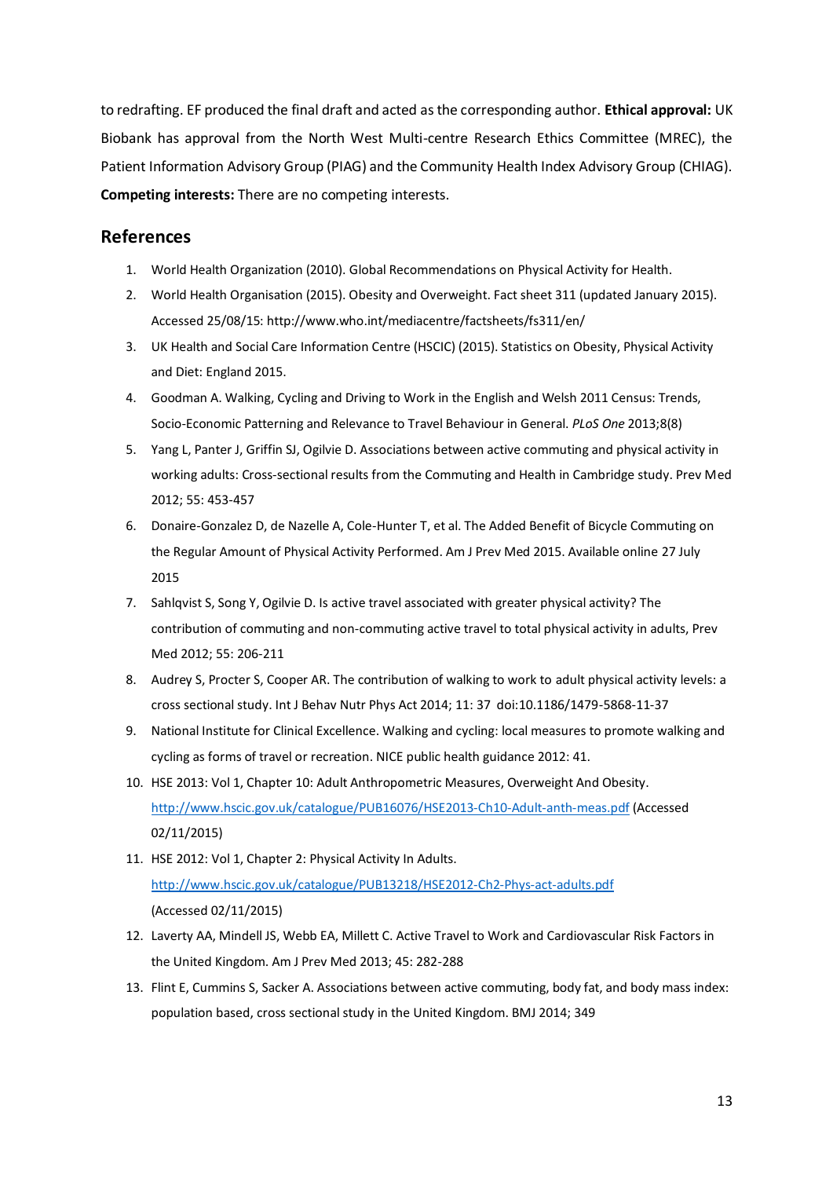to redrafting. EF produced the final draft and acted as the corresponding author. **Ethical approval:** UK Biobank has approval from the North West Multi-centre Research Ethics Committee (MREC), the Patient Information Advisory Group (PIAG) and the Community Health Index Advisory Group (CHIAG). **Competing interests:** There are no competing interests.

## References

1. World Health Organization (2010). Global Recommendations on Physical Activity for Health.
2. World Health Organisation (2015). Obesity and Overweight. Fact sheet 311 (updated January 2015). Accessed 25/08/15: http://www.who.int/mediacentre/factsheets/fs311/en/
3. UK Health and Social Care Information Centre (HSCIC) (2015). Statistics on Obesity, Physical Activity and Diet: England 2015.
4. Goodman A. Walking, Cycling and Driving to Work in the English and Welsh 2011 Census: Trends, Socio-Economic Patterning and Relevance to Travel Behaviour in General. *PLoS One* 2013;8(8)
5. Yang L, Panter J, Griffin SJ, Ogilvie D. Associations between active commuting and physical activity in working adults: Cross-sectional results from the Commuting and Health in Cambridge study. Prev Med 2012; 55: 453-457
6. Donaire-Gonzalez D, de Nazelle A, Cole-Hunter T, et al. The Added Benefit of Bicycle Commuting on the Regular Amount of Physical Activity Performed. Am J Prev Med 2015. Available online 27 July 2015
7. Sahlqvist S, Song Y, Ogilvie D. Is active travel associated with greater physical activity? The contribution of commuting and non-commuting active travel to total physical activity in adults, Prev Med 2012; 55: 206-211
8. Audrey S, Procter S, Cooper AR. The contribution of walking to work to adult physical activity levels: a cross sectional study. Int J Behav Nutr Phys Act 2014; 11: 37 doi:10.1186/1479-5868-11-37
9. National Institute for Clinical Excellence. Walking and cycling: local measures to promote walking and cycling as forms of travel or recreation. NICE public health guidance 2012: 41.
10. HSE 2013: Vol 1, Chapter 10: Adult Anthropometric Measures, Overweight And Obesity. http://www.hscic.gov.uk/catalogue/PUB16076/HSE2013-Ch10-Adult-anth-meas.pdf (Accessed 02/11/2015)
11. HSE 2012: Vol 1, Chapter 2: Physical Activity In Adults. http://www.hscic.gov.uk/catalogue/PUB13218/HSE2012-Ch2-Phys-act-adults.pdf (Accessed 02/11/2015)
12. Laverty AA, Mindell JS, Webb EA, Millett C. Active Travel to Work and Cardiovascular Risk Factors in the United Kingdom. Am J Prev Med 2013; 45: 282-288
13. Flint E, Cummins S, Sacker A. Associations between active commuting, body fat, and body mass index: population based, cross sectional study in the United Kingdom. BMJ 2014; 349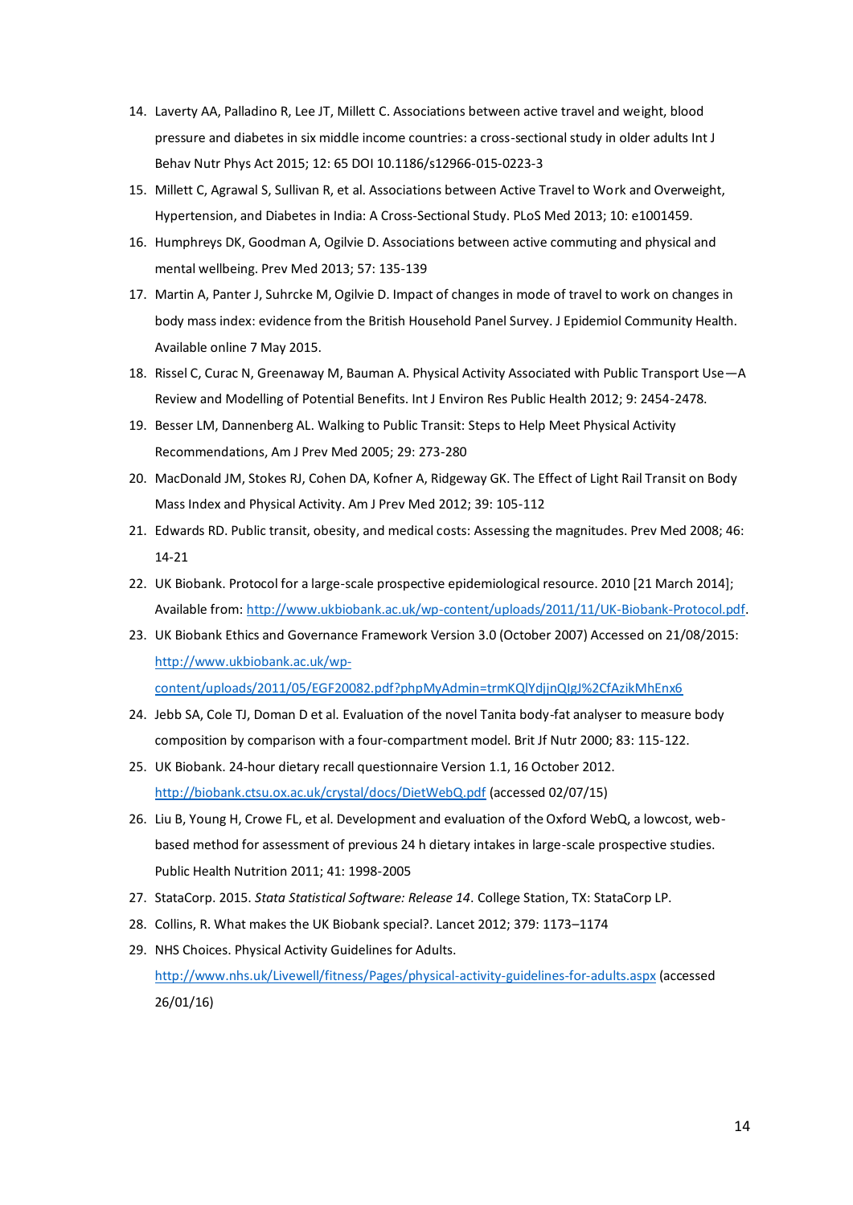14. Laverty AA, Palladino R, Lee JT, Millett C. Associations between active travel and weight, blood pressure and diabetes in six middle income countries: a cross-sectional study in older adults Int J Behav Nutr Phys Act 2015; 12: 65 DOI 10.1186/s12966-015-0223-3
15. Millett C, Agrawal S, Sullivan R, et al. Associations between Active Travel to Work and Overweight, Hypertension, and Diabetes in India: A Cross-Sectional Study. PLoS Med 2013; 10: e1001459.
16. Humphreys DK, Goodman A, Ogilvie D. Associations between active commuting and physical and mental wellbeing. Prev Med 2013; 57: 135-139
17. Martin A, Panter J, Suhrcke M, Ogilvie D. Impact of changes in mode of travel to work on changes in body mass index: evidence from the British Household Panel Survey. J Epidemiol Community Health. Available online 7 May 2015.
18. Rissel C, Curac N, Greenaway M, Bauman A. Physical Activity Associated with Public Transport Use—A Review and Modelling of Potential Benefits. Int J Environ Res Public Health 2012; 9: 2454-2478.
19. Besser LM, Dannenberg AL. Walking to Public Transit: Steps to Help Meet Physical Activity Recommendations, Am J Prev Med 2005; 29: 273-280
20. MacDonald JM, Stokes RJ, Cohen DA, Kofner A, Ridgeway GK. The Effect of Light Rail Transit on Body Mass Index and Physical Activity. Am J Prev Med 2012; 39: 105-112
21. Edwards RD. Public transit, obesity, and medical costs: Assessing the magnitudes. Prev Med 2008; 46: 14-21
22. UK Biobank. Protocol for a large-scale prospective epidemiological resource. 2010 [21 March 2014]; Available from: http://www.ukbiobank.ac.uk/wp-content/uploads/2011/11/UK-Biobank-Protocol.pdf.
23. UK Biobank Ethics and Governance Framework Version 3.0 (October 2007) Accessed on 21/08/2015: http://www.ukbiobank.ac.uk/wp-content/uploads/2011/05/EGF20082.pdf?phpMyAdmin=trmKQlYdjjnQIgJ%2CfAzikMhEnx6
24. Jebb SA, Cole TJ, Doman D et al. Evaluation of the novel Tanita body-fat analyser to measure body composition by comparison with a four-compartment model. Brit Jf Nutr 2000; 83: 115-122.
25. UK Biobank. 24-hour dietary recall questionnaire Version 1.1, 16 October 2012. http://biobank.ctsu.ox.ac.uk/crystal/docs/DietWebQ.pdf (accessed 02/07/15)
26. Liu B, Young H, Crowe FL, et al. Development and evaluation of the Oxford WebQ, a lowcost, web-based method for assessment of previous 24 h dietary intakes in large-scale prospective studies. Public Health Nutrition 2011; 41: 1998-2005
27. StataCorp. 2015. *Stata Statistical Software: Release 14*. College Station, TX: StataCorp LP.
28. Collins, R. What makes the UK Biobank special?. Lancet 2012; 379: 1173–1174
29. NHS Choices. Physical Activity Guidelines for Adults. http://www.nhs.uk/Livewell/fitness/Pages/physical-activity-guidelines-for-adults.aspx (accessed 26/01/16)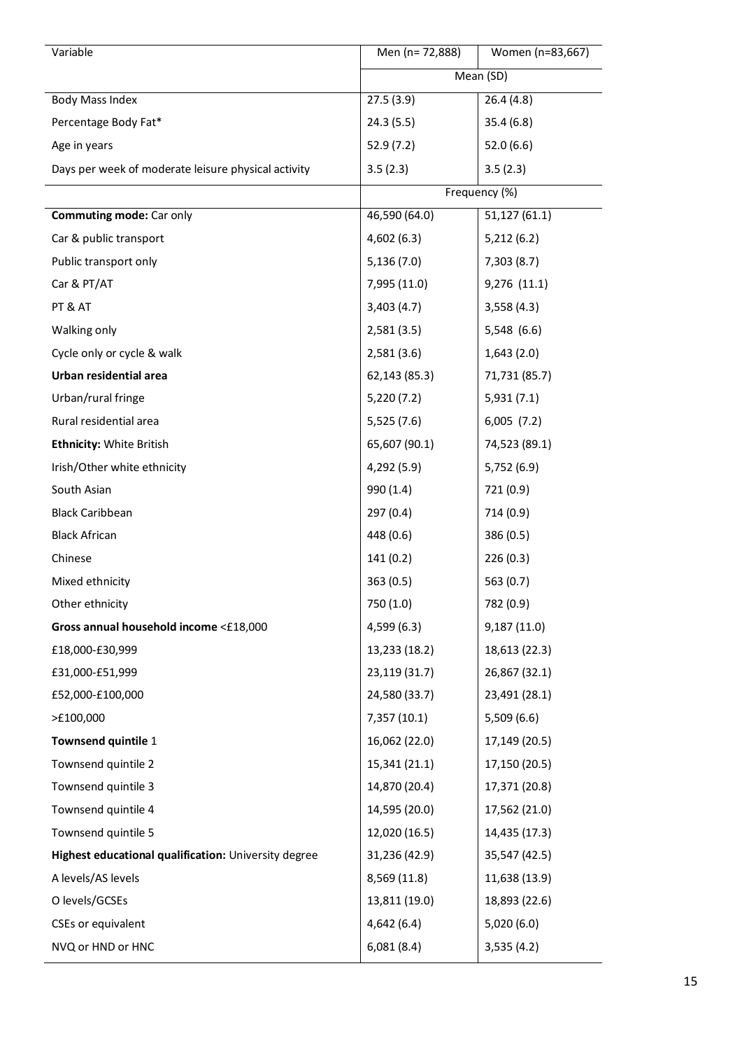| Variable | Men (n= 72,888) | Women (n=83,667) |
|---|---|---|
| | Mean (SD) | |
| Body Mass Index | 27.5 (3.9) | 26.4 (4.8) |
| Percentage Body Fat* | 24.3 (5.5) | 35.4 (6.8) |
| Age in years | 52.9 (7.2) | 52.0 (6.6) |
| Days per week of moderate leisure physical activity | 3.5 (2.3) | 3.5 (2.3) |
| | Frequency (%) | |
| **Commuting mode:** Car only | 46,590 (64.0) | 51,127 (61.1) |
| Car & public transport | 4,602 (6.3) | 5,212 (6.2) |
| Public transport only | 5,136 (7.0) | 7,303 (8.7) |
| Car & PT/AT | 7,995 (11.0) | 9,276 (11.1) |
| PT & AT | 3,403 (4.7) | 3,558 (4.3) |
| Walking only | 2,581 (3.5) | 5,548 (6.6) |
| Cycle only or cycle & walk | 2,581 (3.6) | 1,643 (2.0) |
| **Urban residential area** | 62,143 (85.3) | 71,731 (85.7) |
| Urban/rural fringe | 5,220 (7.2) | 5,931 (7.1) |
| Rural residential area | 5,525 (7.6) | 6,005 (7.2) |
| **Ethnicity:** White British | 65,607 (90.1) | 74,523 (89.1) |
| Irish/Other white ethnicity | 4,292 (5.9) | 5,752 (6.9) |
| South Asian | 990 (1.4) | 721 (0.9) |
| Black Caribbean | 297 (0.4) | 714 (0.9) |
| Black African | 448 (0.6) | 386 (0.5) |
| Chinese | 141 (0.2) | 226 (0.3) |
| Mixed ethnicity | 363 (0.5) | 563 (0.7) |
| Other ethnicity | 750 (1.0) | 782 (0.9) |
| **Gross annual household income** <£18,000 | 4,599 (6.3) | 9,187 (11.0) |
| £18,000-£30,999 | 13,233 (18.2) | 18,613 (22.3) |
| £31,000-£51,999 | 23,119 (31.7) | 26,867 (32.1) |
| £52,000-£100,000 | 24,580 (33.7) | 23,491 (28.1) |
| >£100,000 | 7,357 (10.1) | 5,509 (6.6) |
| **Townsend quintile** 1 | 16,062 (22.0) | 17,149 (20.5) |
| Townsend quintile 2 | 15,341 (21.1) | 17,150 (20.5) |
| Townsend quintile 3 | 14,870 (20.4) | 17,371 (20.8) |
| Townsend quintile 4 | 14,595 (20.0) | 17,562 (21.0) |
| Townsend quintile 5 | 12,020 (16.5) | 14,435 (17.3) |
| **Highest educational qualification:** University degree | 31,236 (42.9) | 35,547 (42.5) |
| A levels/AS levels | 8,569 (11.8) | 11,638 (13.9) |
| O levels/GCSEs | 13,811 (19.0) | 18,893 (22.6) |
| CSEs or equivalent | 4,642 (6.4) | 5,020 (6.0) |
| NVQ or HND or HNC | 6,081 (8.4) | 3,535 (4.2) |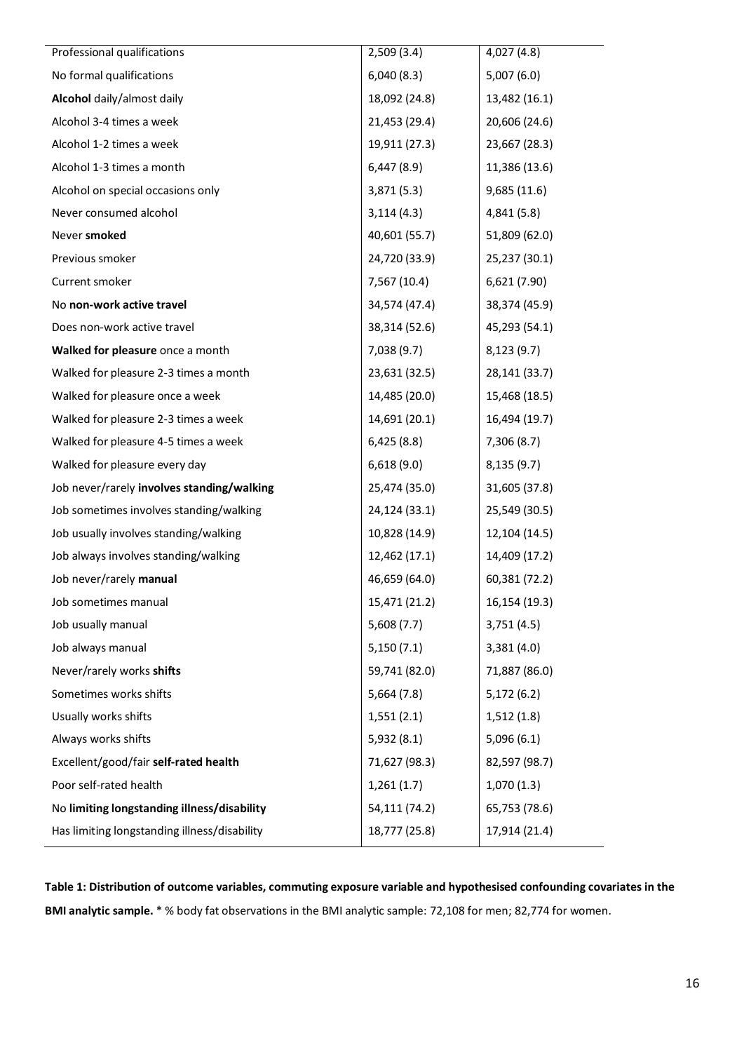| | | |
|---|---|---|
| Professional qualifications | 2,509 (3.4) | 4,027 (4.8) |
| No formal qualifications | 6,040 (8.3) | 5,007 (6.0) |
| **Alcohol** daily/almost daily | 18,092 (24.8) | 13,482 (16.1) |
| Alcohol 3-4 times a week | 21,453 (29.4) | 20,606 (24.6) |
| Alcohol 1-2 times a week | 19,911 (27.3) | 23,667 (28.3) |
| Alcohol 1-3 times a month | 6,447 (8.9) | 11,386 (13.6) |
| Alcohol on special occasions only | 3,871 (5.3) | 9,685 (11.6) |
| Never consumed alcohol | 3,114 (4.3) | 4,841 (5.8) |
| Never **smoked** | 40,601 (55.7) | 51,809 (62.0) |
| Previous smoker | 24,720 (33.9) | 25,237 (30.1) |
| Current smoker | 7,567 (10.4) | 6,621 (7.90) |
| No **non-work active travel** | 34,574 (47.4) | 38,374 (45.9) |
| Does non-work active travel | 38,314 (52.6) | 45,293 (54.1) |
| **Walked for pleasure** once a month | 7,038 (9.7) | 8,123 (9.7) |
| Walked for pleasure 2-3 times a month | 23,631 (32.5) | 28,141 (33.7) |
| Walked for pleasure once a week | 14,485 (20.0) | 15,468 (18.5) |
| Walked for pleasure 2-3 times a week | 14,691 (20.1) | 16,494 (19.7) |
| Walked for pleasure 4-5 times a week | 6,425 (8.8) | 7,306 (8.7) |
| Walked for pleasure every day | 6,618 (9.0) | 8,135 (9.7) |
| Job never/rarely **involves standing/walking** | 25,474 (35.0) | 31,605 (37.8) |
| Job sometimes involves standing/walking | 24,124 (33.1) | 25,549 (30.5) |
| Job usually involves standing/walking | 10,828 (14.9) | 12,104 (14.5) |
| Job always involves standing/walking | 12,462 (17.1) | 14,409 (17.2) |
| Job never/rarely **manual** | 46,659 (64.0) | 60,381 (72.2) |
| Job sometimes manual | 15,471 (21.2) | 16,154 (19.3) |
| Job usually manual | 5,608 (7.7) | 3,751 (4.5) |
| Job always manual | 5,150 (7.1) | 3,381 (4.0) |
| Never/rarely works **shifts** | 59,741 (82.0) | 71,887 (86.0) |
| Sometimes works shifts | 5,664 (7.8) | 5,172 (6.2) |
| Usually works shifts | 1,551 (2.1) | 1,512 (1.8) |
| Always works shifts | 5,932 (8.1) | 5,096 (6.1) |
| Excellent/good/fair **self-rated health** | 71,627 (98.3) | 82,597 (98.7) |
| Poor self-rated health | 1,261 (1.7) | 1,070 (1.3) |
| No **limiting longstanding illness/disability** | 54,111 (74.2) | 65,753 (78.6) |
| Has limiting longstanding illness/disability | 18,777 (25.8) | 17,914 (21.4) |

**Table 1: Distribution of outcome variables, commuting exposure variable and hypothesised confounding covariates in the BMI analytic sample.** * % body fat observations in the BMI analytic sample: 72,108 for men; 82,774 for women.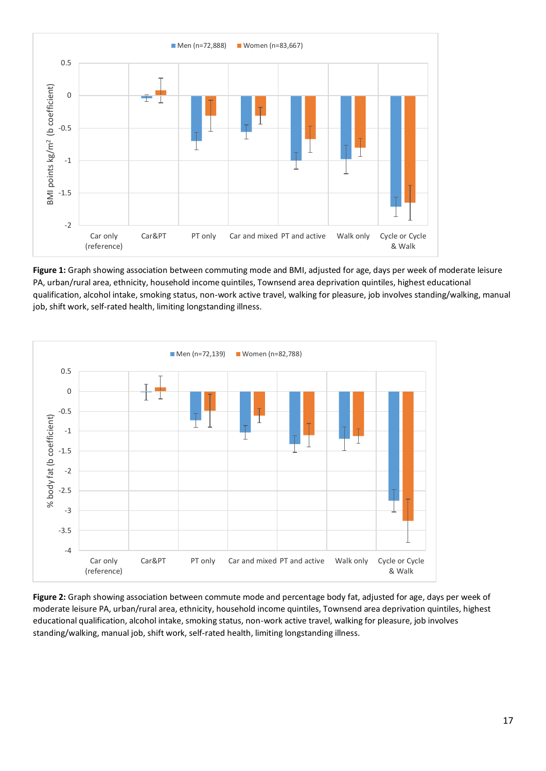**Figure 1:** Graph showing association between commuting mode and BMI, adjusted for age, days per week of moderate leisure PA, urban/rural area, ethnicity, household income quintiles, Townsend area deprivation quintiles, highest educational qualification, alcohol intake, smoking status, non-work active travel, walking for pleasure, job involves standing/walking, manual job, shift work, self-rated health, limiting longstanding illness.

**Figure 2:** Graph showing association between commute mode and percentage body fat, adjusted for age, days per week of moderate leisure PA, urban/rural area, ethnicity, household income quintiles, Townsend area deprivation quintiles, highest educational qualification, alcohol intake, smoking status, non-work active travel, walking for pleasure, job involves standing/walking, manual job, shift work, self-rated health, limiting longstanding illness.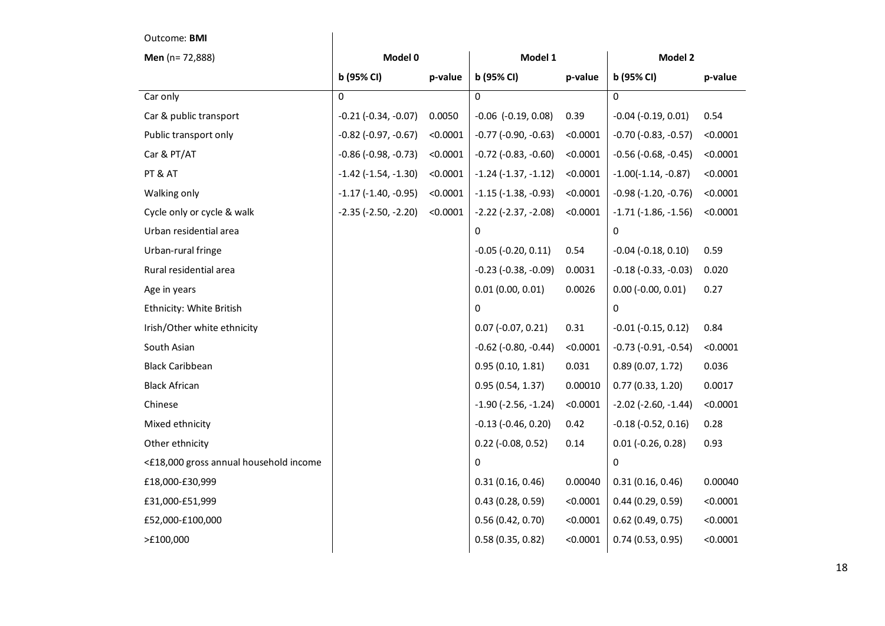Outcome: **BMI**

| **Men** (n= 72,888) | **Model 0** | | **Model 1** | | **Model 2** | |
|---|---|---|---|---|---|---|
| | **b (95% CI)** | **p-value** | **b (95% CI)** | **p-value** | **b (95% CI)** | **p-value** |
| Car only | 0 | | 0 | | 0 | |
| Car & public transport | -0.21 (-0.34, -0.07) | 0.0050 | -0.06 (-0.19, 0.08) | 0.39 | -0.04 (-0.19, 0.01) | 0.54 |
| Public transport only | -0.82 (-0.97, -0.67) | <0.0001 | -0.77 (-0.90, -0.63) | <0.0001 | -0.70 (-0.83, -0.57) | <0.0001 |
| Car & PT/AT | -0.86 (-0.98, -0.73) | <0.0001 | -0.72 (-0.83, -0.60) | <0.0001 | -0.56 (-0.68, -0.45) | <0.0001 |
| PT & AT | -1.42 (-1.54, -1.30) | <0.0001 | -1.24 (-1.37, -1.12) | <0.0001 | -1.00(-1.14, -0.87) | <0.0001 |
| Walking only | -1.17 (-1.40, -0.95) | <0.0001 | -1.15 (-1.38, -0.93) | <0.0001 | -0.98 (-1.20, -0.76) | <0.0001 |
| Cycle only or cycle & walk | -2.35 (-2.50, -2.20) | <0.0001 | -2.22 (-2.37, -2.08) | <0.0001 | -1.71 (-1.86, -1.56) | <0.0001 |
| Urban residential area | | | 0 | | 0 | |
| Urban-rural fringe | | | -0.05 (-0.20, 0.11) | 0.54 | -0.04 (-0.18, 0.10) | 0.59 |
| Rural residential area | | | -0.23 (-0.38, -0.09) | 0.0031 | -0.18 (-0.33, -0.03) | 0.020 |
| Age in years | | | 0.01 (0.00, 0.01) | 0.0026 | 0.00 (-0.00, 0.01) | 0.27 |
| Ethnicity: White British | | | 0 | | 0 | |
| Irish/Other white ethnicity | | | 0.07 (-0.07, 0.21) | 0.31 | -0.01 (-0.15, 0.12) | 0.84 |
| South Asian | | | -0.62 (-0.80, -0.44) | <0.0001 | -0.73 (-0.91, -0.54) | <0.0001 |
| Black Caribbean | | | 0.95 (0.10, 1.81) | 0.031 | 0.89 (0.07, 1.72) | 0.036 |
| Black African | | | 0.95 (0.54, 1.37) | 0.00010 | 0.77 (0.33, 1.20) | 0.0017 |
| Chinese | | | -1.90 (-2.56, -1.24) | <0.0001 | -2.02 (-2.60, -1.44) | <0.0001 |
| Mixed ethnicity | | | -0.13 (-0.46, 0.20) | 0.42 | -0.18 (-0.52, 0.16) | 0.28 |
| Other ethnicity | | | 0.22 (-0.08, 0.52) | 0.14 | 0.01 (-0.26, 0.28) | 0.93 |
| <£18,000 gross annual household income | | | 0 | | 0 | |
| £18,000-£30,999 | | | 0.31 (0.16, 0.46) | 0.00040 | 0.31 (0.16, 0.46) | 0.00040 |
| £31,000-£51,999 | | | 0.43 (0.28, 0.59) | <0.0001 | 0.44 (0.29, 0.59) | <0.0001 |
| £52,000-£100,000 | | | 0.56 (0.42, 0.70) | <0.0001 | 0.62 (0.49, 0.75) | <0.0001 |
| >£100,000 | | | 0.58 (0.35, 0.82) | <0.0001 | 0.74 (0.53, 0.95) | <0.0001 |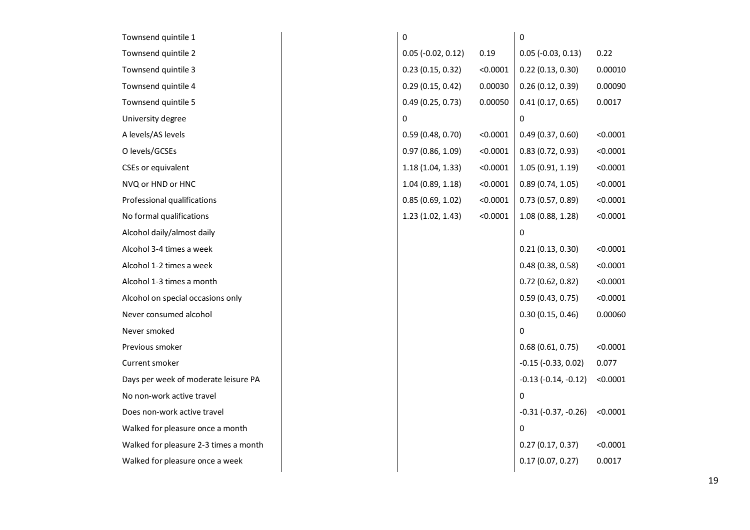| | | | | | |
|---|---|---|---|---|---|
| Townsend quintile 1 | | 0 | | 0 | |
| Townsend quintile 2 | | 0.05 (-0.02, 0.12) | 0.19 | 0.05 (-0.03, 0.13) | 0.22 |
| Townsend quintile 3 | | 0.23 (0.15, 0.32) | <0.0001 | 0.22 (0.13, 0.30) | 0.00010 |
| Townsend quintile 4 | | 0.29 (0.15, 0.42) | 0.00030 | 0.26 (0.12, 0.39) | 0.00090 |
| Townsend quintile 5 | | 0.49 (0.25, 0.73) | 0.00050 | 0.41 (0.17, 0.65) | 0.0017 |
| University degree | | 0 | | 0 | |
| A levels/AS levels | | 0.59 (0.48, 0.70) | <0.0001 | 0.49 (0.37, 0.60) | <0.0001 |
| O levels/GCSEs | | 0.97 (0.86, 1.09) | <0.0001 | 0.83 (0.72, 0.93) | <0.0001 |
| CSEs or equivalent | | 1.18 (1.04, 1.33) | <0.0001 | 1.05 (0.91, 1.19) | <0.0001 |
| NVQ or HND or HNC | | 1.04 (0.89, 1.18) | <0.0001 | 0.89 (0.74, 1.05) | <0.0001 |
| Professional qualifications | | 0.85 (0.69, 1.02) | <0.0001 | 0.73 (0.57, 0.89) | <0.0001 |
| No formal qualifications | | 1.23 (1.02, 1.43) | <0.0001 | 1.08 (0.88, 1.28) | <0.0001 |
| Alcohol daily/almost daily | | | | 0 | |
| Alcohol 3-4 times a week | | | | 0.21 (0.13, 0.30) | <0.0001 |
| Alcohol 1-2 times a week | | | | 0.48 (0.38, 0.58) | <0.0001 |
| Alcohol 1-3 times a month | | | | 0.72 (0.62, 0.82) | <0.0001 |
| Alcohol on special occasions only | | | | 0.59 (0.43, 0.75) | <0.0001 |
| Never consumed alcohol | | | | 0.30 (0.15, 0.46) | 0.00060 |
| Never smoked | | | | 0 | |
| Previous smoker | | | | 0.68 (0.61, 0.75) | <0.0001 |
| Current smoker | | | | -0.15 (-0.33, 0.02) | 0.077 |
| Days per week of moderate leisure PA | | | | -0.13 (-0.14, -0.12) | <0.0001 |
| No non-work active travel | | | | 0 | |
| Does non-work active travel | | | | -0.31 (-0.37, -0.26) | <0.0001 |
| Walked for pleasure once a month | | | | 0 | |
| Walked for pleasure 2-3 times a month | | | | 0.27 (0.17, 0.37) | <0.0001 |
| Walked for pleasure once a week | | | | 0.17 (0.07, 0.27) | 0.0017 |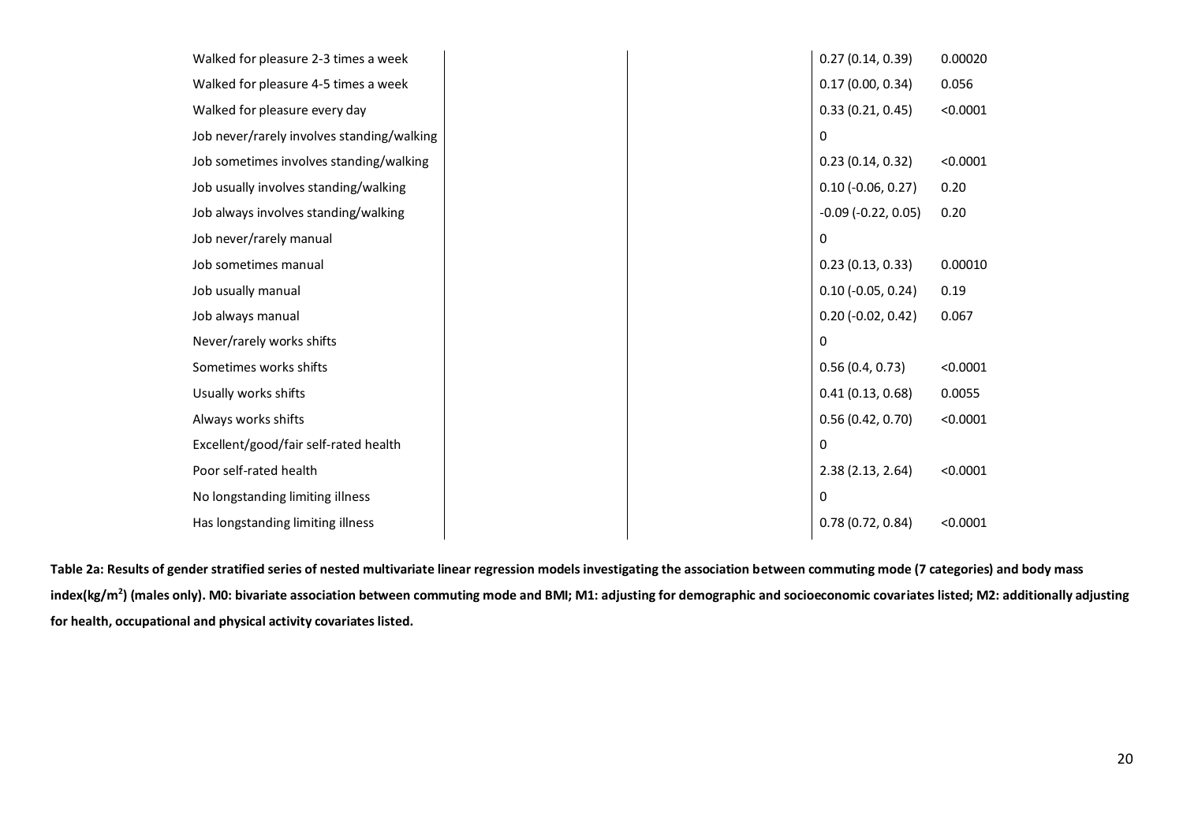| | | | | |
|---|---|---|---|---|
| Walked for pleasure 2-3 times a week | | | 0.27 (0.14, 0.39) | 0.00020 |
| Walked for pleasure 4-5 times a week | | | 0.17 (0.00, 0.34) | 0.056 |
| Walked for pleasure every day | | | 0.33 (0.21, 0.45) | <0.0001 |
| Job never/rarely involves standing/walking | | | 0 | |
| Job sometimes involves standing/walking | | | 0.23 (0.14, 0.32) | <0.0001 |
| Job usually involves standing/walking | | | 0.10 (-0.06, 0.27) | 0.20 |
| Job always involves standing/walking | | | -0.09 (-0.22, 0.05) | 0.20 |
| Job never/rarely manual | | | 0 | |
| Job sometimes manual | | | 0.23 (0.13, 0.33) | 0.00010 |
| Job usually manual | | | 0.10 (-0.05, 0.24) | 0.19 |
| Job always manual | | | 0.20 (-0.02, 0.42) | 0.067 |
| Never/rarely works shifts | | | 0 | |
| Sometimes works shifts | | | 0.56 (0.4, 0.73) | <0.0001 |
| Usually works shifts | | | 0.41 (0.13, 0.68) | 0.0055 |
| Always works shifts | | | 0.56 (0.42, 0.70) | <0.0001 |
| Excellent/good/fair self-rated health | | | 0 | |
| Poor self-rated health | | | 2.38 (2.13, 2.64) | <0.0001 |
| No longstanding limiting illness | | | 0 | |
| Has longstanding limiting illness | | | 0.78 (0.72, 0.84) | <0.0001 |

**Table 2a: Results of gender stratified series of nested multivariate linear regression models investigating the association between commuting mode (7 categories) and body mass index($kg/m^2$) (males only). M0: bivariate association between commuting mode and BMI; M1: adjusting for demographic and socioeconomic covariates listed; M2: additionally adjusting for health, occupational and physical activity covariates listed.**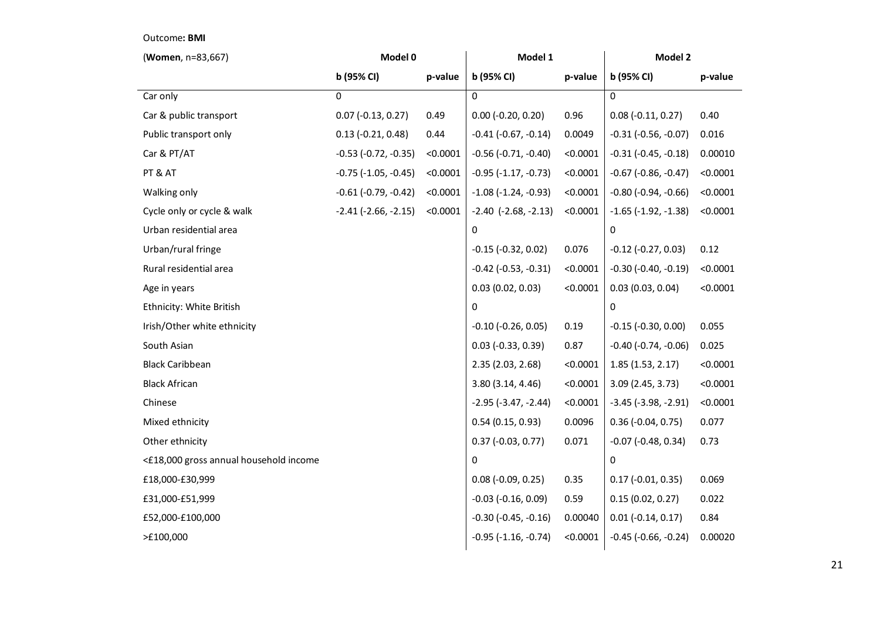Outcome**: BMI**

| (**Women**, n=83,667) | Model 0 | | Model 1 | | Model 2 | |
|---|---|---|---|---|---|---|
| | b (95% CI) | p-value | b (95% CI) | p-value | b (95% CI) | p-value |
| Car only | 0 | | 0 | | 0 | |
| Car & public transport | 0.07 (-0.13, 0.27) | 0.49 | 0.00 (-0.20, 0.20) | 0.96 | 0.08 (-0.11, 0.27) | 0.40 |
| Public transport only | 0.13 (-0.21, 0.48) | 0.44 | -0.41 (-0.67, -0.14) | 0.0049 | -0.31 (-0.56, -0.07) | 0.016 |
| Car & PT/AT | -0.53 (-0.72, -0.35) | <0.0001 | -0.56 (-0.71, -0.40) | <0.0001 | -0.31 (-0.45, -0.18) | 0.00010 |
| PT & AT | -0.75 (-1.05, -0.45) | <0.0001 | -0.95 (-1.17, -0.73) | <0.0001 | -0.67 (-0.86, -0.47) | <0.0001 |
| Walking only | -0.61 (-0.79, -0.42) | <0.0001 | -1.08 (-1.24, -0.93) | <0.0001 | -0.80 (-0.94, -0.66) | <0.0001 |
| Cycle only or cycle & walk | -2.41 (-2.66, -2.15) | <0.0001 | -2.40 (-2.68, -2.13) | <0.0001 | -1.65 (-1.92, -1.38) | <0.0001 |
| Urban residential area | | | 0 | | 0 | |
| Urban/rural fringe | | | -0.15 (-0.32, 0.02) | 0.076 | -0.12 (-0.27, 0.03) | 0.12 |
| Rural residential area | | | -0.42 (-0.53, -0.31) | <0.0001 | -0.30 (-0.40, -0.19) | <0.0001 |
| Age in years | | | 0.03 (0.02, 0.03) | <0.0001 | 0.03 (0.03, 0.04) | <0.0001 |
| Ethnicity: White British | | | 0 | | 0 | |
| Irish/Other white ethnicity | | | -0.10 (-0.26, 0.05) | 0.19 | -0.15 (-0.30, 0.00) | 0.055 |
| South Asian | | | 0.03 (-0.33, 0.39) | 0.87 | -0.40 (-0.74, -0.06) | 0.025 |
| Black Caribbean | | | 2.35 (2.03, 2.68) | <0.0001 | 1.85 (1.53, 2.17) | <0.0001 |
| Black African | | | 3.80 (3.14, 4.46) | <0.0001 | 3.09 (2.45, 3.73) | <0.0001 |
| Chinese | | | -2.95 (-3.47, -2.44) | <0.0001 | -3.45 (-3.98, -2.91) | <0.0001 |
| Mixed ethnicity | | | 0.54 (0.15, 0.93) | 0.0096 | 0.36 (-0.04, 0.75) | 0.077 |
| Other ethnicity | | | 0.37 (-0.03, 0.77) | 0.071 | -0.07 (-0.48, 0.34) | 0.73 |
| <£18,000 gross annual household income | | | 0 | | 0 | |
| £18,000-£30,999 | | | 0.08 (-0.09, 0.25) | 0.35 | 0.17 (-0.01, 0.35) | 0.069 |
| £31,000-£51,999 | | | -0.03 (-0.16, 0.09) | 0.59 | 0.15 (0.02, 0.27) | 0.022 |
| £52,000-£100,000 | | | -0.30 (-0.45, -0.16) | 0.00040 | 0.01 (-0.14, 0.17) | 0.84 |
| >£100,000 | | | -0.95 (-1.16, -0.74) | <0.0001 | -0.45 (-0.66, -0.24) | 0.00020 |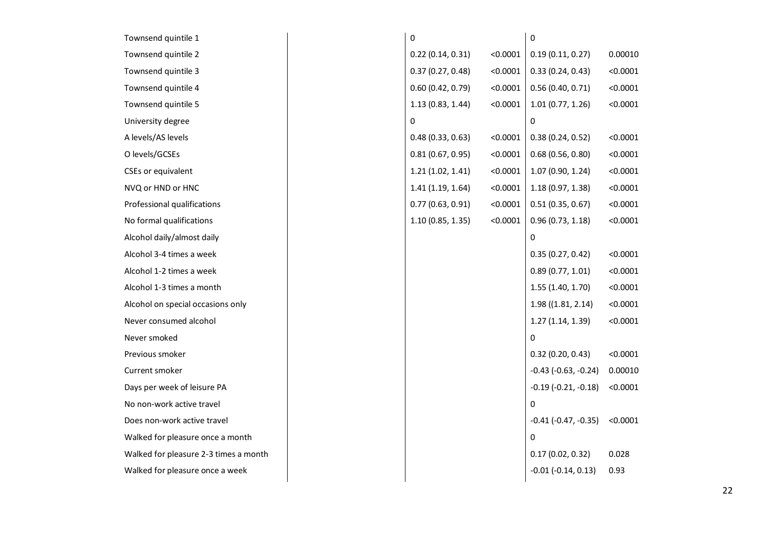| | | | | | |
|---|---|---|---|---|---|
| Townsend quintile 1 | | 0 | | 0 | |
| Townsend quintile 2 | | 0.22 (0.14, 0.31) | <0.0001 | 0.19 (0.11, 0.27) | 0.00010 |
| Townsend quintile 3 | | 0.37 (0.27, 0.48) | <0.0001 | 0.33 (0.24, 0.43) | <0.0001 |
| Townsend quintile 4 | | 0.60 (0.42, 0.79) | <0.0001 | 0.56 (0.40, 0.71) | <0.0001 |
| Townsend quintile 5 | | 1.13 (0.83, 1.44) | <0.0001 | 1.01 (0.77, 1.26) | <0.0001 |
| University degree | | 0 | | 0 | |
| A levels/AS levels | | 0.48 (0.33, 0.63) | <0.0001 | 0.38 (0.24, 0.52) | <0.0001 |
| O levels/GCSEs | | 0.81 (0.67, 0.95) | <0.0001 | 0.68 (0.56, 0.80) | <0.0001 |
| CSEs or equivalent | | 1.21 (1.02, 1.41) | <0.0001 | 1.07 (0.90, 1.24) | <0.0001 |
| NVQ or HND or HNC | | 1.41 (1.19, 1.64) | <0.0001 | 1.18 (0.97, 1.38) | <0.0001 |
| Professional qualifications | | 0.77 (0.63, 0.91) | <0.0001 | 0.51 (0.35, 0.67) | <0.0001 |
| No formal qualifications | | 1.10 (0.85, 1.35) | <0.0001 | 0.96 (0.73, 1.18) | <0.0001 |
| Alcohol daily/almost daily | | | | 0 | |
| Alcohol 3-4 times a week | | | | 0.35 (0.27, 0.42) | <0.0001 |
| Alcohol 1-2 times a week | | | | 0.89 (0.77, 1.01) | <0.0001 |
| Alcohol 1-3 times a month | | | | 1.55 (1.40, 1.70) | <0.0001 |
| Alcohol on special occasions only | | | | 1.98 ((1.81, 2.14) | <0.0001 |
| Never consumed alcohol | | | | 1.27 (1.14, 1.39) | <0.0001 |
| Never smoked | | | | 0 | |
| Previous smoker | | | | 0.32 (0.20, 0.43) | <0.0001 |
| Current smoker | | | | -0.43 (-0.63, -0.24) | 0.00010 |
| Days per week of leisure PA | | | | -0.19 (-0.21, -0.18) | <0.0001 |
| No non-work active travel | | | | 0 | |
| Does non-work active travel | | | | -0.41 (-0.47, -0.35) | <0.0001 |
| Walked for pleasure once a month | | | | 0 | |
| Walked for pleasure 2-3 times a month | | | | 0.17 (0.02, 0.32) | 0.028 |
| Walked for pleasure once a week | | | | -0.01 (-0.14, 0.13) | 0.93 |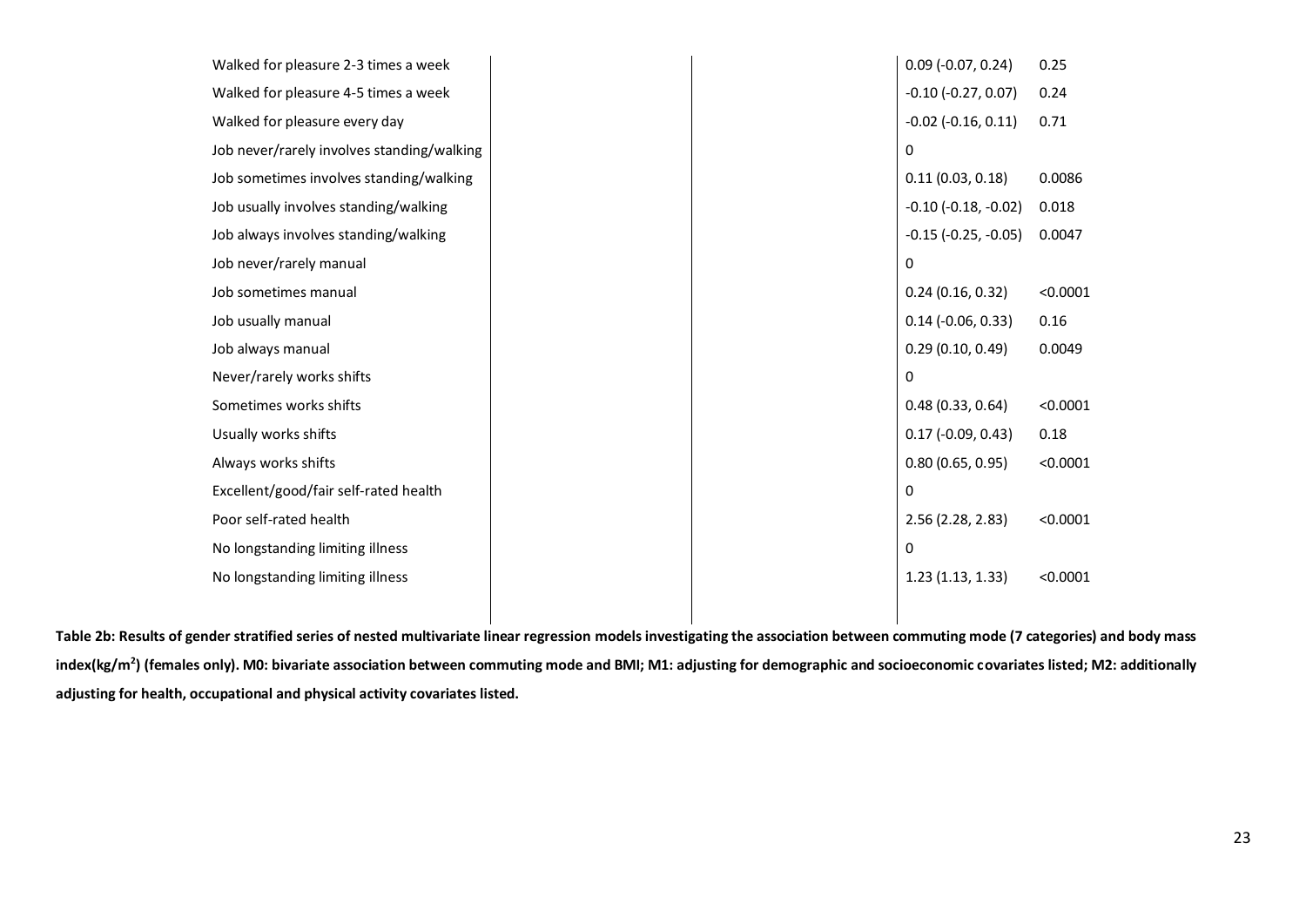| | | | | |
|---|---|---|---|---|
| Walked for pleasure 2-3 times a week | | | 0.09 (-0.07, 0.24) | 0.25 |
| Walked for pleasure 4-5 times a week | | | -0.10 (-0.27, 0.07) | 0.24 |
| Walked for pleasure every day | | | -0.02 (-0.16, 0.11) | 0.71 |
| Job never/rarely involves standing/walking | | | 0 | |
| Job sometimes involves standing/walking | | | 0.11 (0.03, 0.18) | 0.0086 |
| Job usually involves standing/walking | | | -0.10 (-0.18, -0.02) | 0.018 |
| Job always involves standing/walking | | | -0.15 (-0.25, -0.05) | 0.0047 |
| Job never/rarely manual | | | 0 | |
| Job sometimes manual | | | 0.24 (0.16, 0.32) | <0.0001 |
| Job usually manual | | | 0.14 (-0.06, 0.33) | 0.16 |
| Job always manual | | | 0.29 (0.10, 0.49) | 0.0049 |
| Never/rarely works shifts | | | 0 | |
| Sometimes works shifts | | | 0.48 (0.33, 0.64) | <0.0001 |
| Usually works shifts | | | 0.17 (-0.09, 0.43) | 0.18 |
| Always works shifts | | | 0.80 (0.65, 0.95) | <0.0001 |
| Excellent/good/fair self-rated health | | | 0 | |
| Poor self-rated health | | | 2.56 (2.28, 2.83) | <0.0001 |
| No longstanding limiting illness | | | 0 | |
| No longstanding limiting illness | | | 1.23 (1.13, 1.33) | <0.0001 |

**Table 2b: Results of gender stratified series of nested multivariate linear regression models investigating the association between commuting mode (7 categories) and body mass index(kg/m$^2$) (females only). M0: bivariate association between commuting mode and BMI; M1: adjusting for demographic and socioeconomic covariates listed; M2: additionally adjusting for health, occupational and physical activity covariates listed.**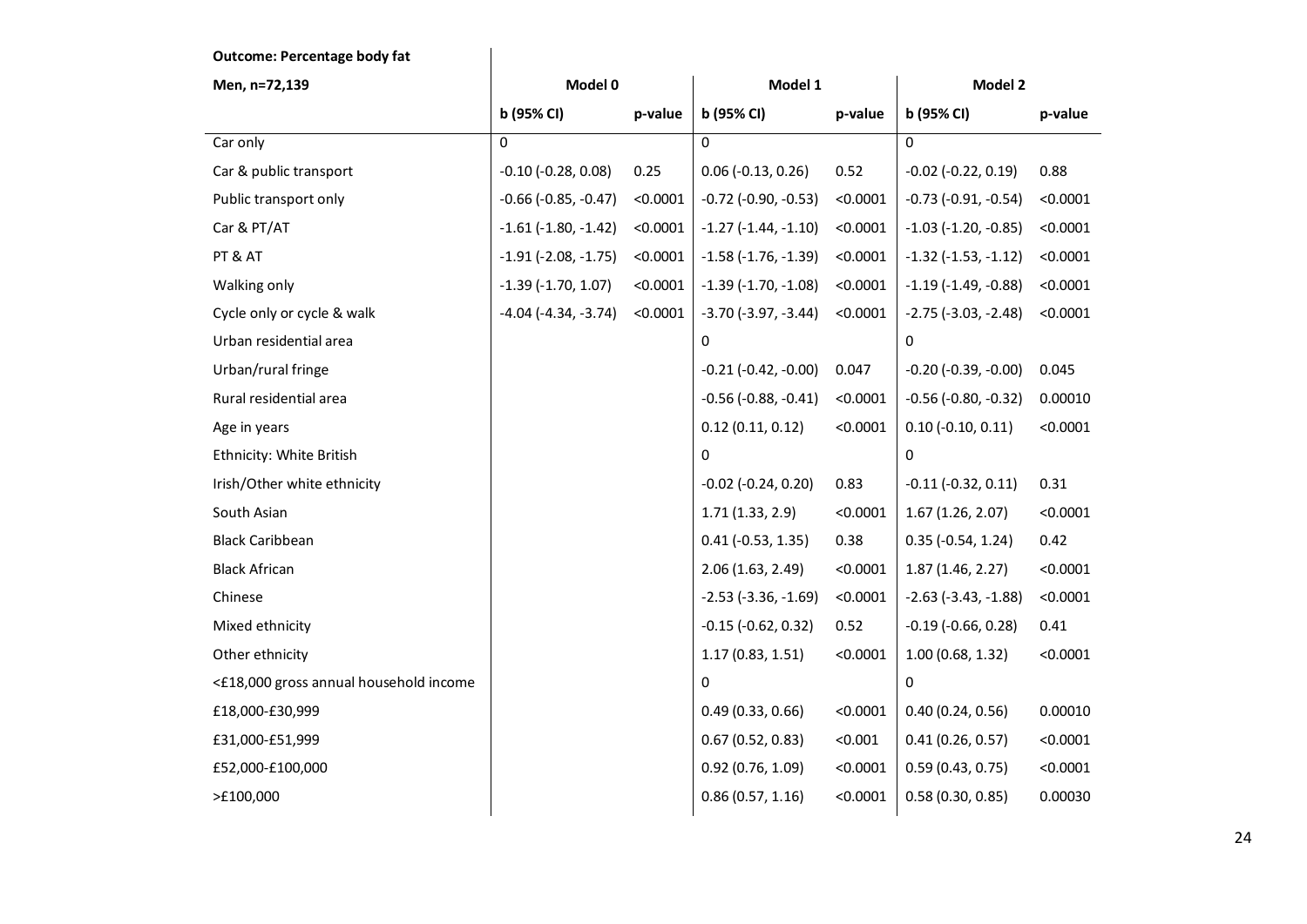**Outcome: Percentage body fat**

| Men, n=72,139 | Model 0 | | Model 1 | | Model 2 | |
|---|---|---|---|---|---|---|
| | b (95% CI) | p-value | b (95% CI) | p-value | b (95% CI) | p-value |
| Car only | 0 | | 0 | | 0 | |
| Car & public transport | -0.10 (-0.28, 0.08) | 0.25 | 0.06 (-0.13, 0.26) | 0.52 | -0.02 (-0.22, 0.19) | 0.88 |
| Public transport only | -0.66 (-0.85, -0.47) | <0.0001 | -0.72 (-0.90, -0.53) | <0.0001 | -0.73 (-0.91, -0.54) | <0.0001 |
| Car & PT/AT | -1.61 (-1.80, -1.42) | <0.0001 | -1.27 (-1.44, -1.10) | <0.0001 | -1.03 (-1.20, -0.85) | <0.0001 |
| PT & AT | -1.91 (-2.08, -1.75) | <0.0001 | -1.58 (-1.76, -1.39) | <0.0001 | -1.32 (-1.53, -1.12) | <0.0001 |
| Walking only | -1.39 (-1.70, 1.07) | <0.0001 | -1.39 (-1.70, -1.08) | <0.0001 | -1.19 (-1.49, -0.88) | <0.0001 |
| Cycle only or cycle & walk | -4.04 (-4.34, -3.74) | <0.0001 | -3.70 (-3.97, -3.44) | <0.0001 | -2.75 (-3.03, -2.48) | <0.0001 |
| Urban residential area | | | 0 | | 0 | |
| Urban/rural fringe | | | -0.21 (-0.42, -0.00) | 0.047 | -0.20 (-0.39, -0.00) | 0.045 |
| Rural residential area | | | -0.56 (-0.88, -0.41) | <0.0001 | -0.56 (-0.80, -0.32) | 0.00010 |
| Age in years | | | 0.12 (0.11, 0.12) | <0.0001 | 0.10 (-0.10, 0.11) | <0.0001 |
| Ethnicity: White British | | | 0 | | 0 | |
| Irish/Other white ethnicity | | | -0.02 (-0.24, 0.20) | 0.83 | -0.11 (-0.32, 0.11) | 0.31 |
| South Asian | | | 1.71 (1.33, 2.9) | <0.0001 | 1.67 (1.26, 2.07) | <0.0001 |
| Black Caribbean | | | 0.41 (-0.53, 1.35) | 0.38 | 0.35 (-0.54, 1.24) | 0.42 |
| Black African | | | 2.06 (1.63, 2.49) | <0.0001 | 1.87 (1.46, 2.27) | <0.0001 |
| Chinese | | | -2.53 (-3.36, -1.69) | <0.0001 | -2.63 (-3.43, -1.88) | <0.0001 |
| Mixed ethnicity | | | -0.15 (-0.62, 0.32) | 0.52 | -0.19 (-0.66, 0.28) | 0.41 |
| Other ethnicity | | | 1.17 (0.83, 1.51) | <0.0001 | 1.00 (0.68, 1.32) | <0.0001 |
| <£18,000 gross annual household income | | | 0 | | 0 | |
| £18,000-£30,999 | | | 0.49 (0.33, 0.66) | <0.0001 | 0.40 (0.24, 0.56) | 0.00010 |
| £31,000-£51,999 | | | 0.67 (0.52, 0.83) | <0.001 | 0.41 (0.26, 0.57) | <0.0001 |
| £52,000-£100,000 | | | 0.92 (0.76, 1.09) | <0.0001 | 0.59 (0.43, 0.75) | <0.0001 |
| >£100,000 | | | 0.86 (0.57, 1.16) | <0.0001 | 0.58 (0.30, 0.85) | 0.00030 |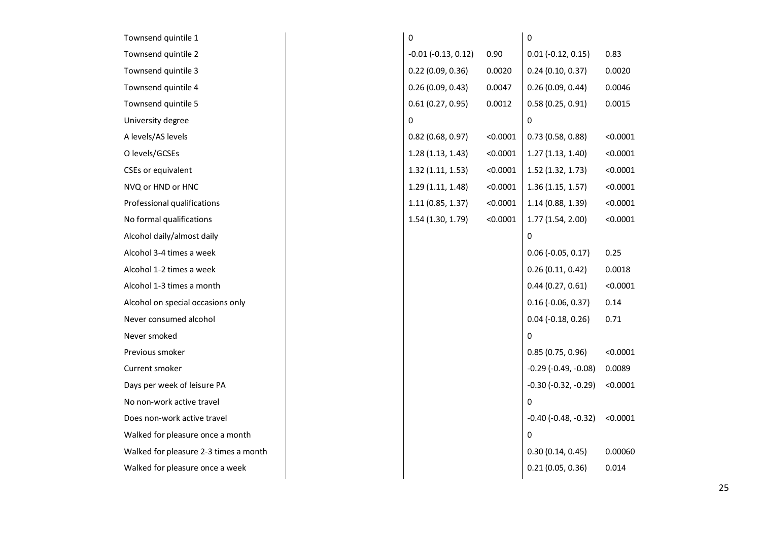| | | | | | |
|---|---|---|---|---|---|
| Townsend quintile 1 | | 0 | | 0 | |
| Townsend quintile 2 | | -0.01 (-0.13, 0.12) | 0.90 | 0.01 (-0.12, 0.15) | 0.83 |
| Townsend quintile 3 | | 0.22 (0.09, 0.36) | 0.0020 | 0.24 (0.10, 0.37) | 0.0020 |
| Townsend quintile 4 | | 0.26 (0.09, 0.43) | 0.0047 | 0.26 (0.09, 0.44) | 0.0046 |
| Townsend quintile 5 | | 0.61 (0.27, 0.95) | 0.0012 | 0.58 (0.25, 0.91) | 0.0015 |
| University degree | | 0 | | 0 | |
| A levels/AS levels | | 0.82 (0.68, 0.97) | <0.0001 | 0.73 (0.58, 0.88) | <0.0001 |
| O levels/GCSEs | | 1.28 (1.13, 1.43) | <0.0001 | 1.27 (1.13, 1.40) | <0.0001 |
| CSEs or equivalent | | 1.32 (1.11, 1.53) | <0.0001 | 1.52 (1.32, 1.73) | <0.0001 |
| NVQ or HND or HNC | | 1.29 (1.11, 1.48) | <0.0001 | 1.36 (1.15, 1.57) | <0.0001 |
| Professional qualifications | | 1.11 (0.85, 1.37) | <0.0001 | 1.14 (0.88, 1.39) | <0.0001 |
| No formal qualifications | | 1.54 (1.30, 1.79) | <0.0001 | 1.77 (1.54, 2.00) | <0.0001 |
| Alcohol daily/almost daily | | | | 0 | |
| Alcohol 3-4 times a week | | | | 0.06 (-0.05, 0.17) | 0.25 |
| Alcohol 1-2 times a week | | | | 0.26 (0.11, 0.42) | 0.0018 |
| Alcohol 1-3 times a month | | | | 0.44 (0.27, 0.61) | <0.0001 |
| Alcohol on special occasions only | | | | 0.16 (-0.06, 0.37) | 0.14 |
| Never consumed alcohol | | | | 0.04 (-0.18, 0.26) | 0.71 |
| Never smoked | | | | 0 | |
| Previous smoker | | | | 0.85 (0.75, 0.96) | <0.0001 |
| Current smoker | | | | -0.29 (-0.49, -0.08) | 0.0089 |
| Days per week of leisure PA | | | | -0.30 (-0.32, -0.29) | <0.0001 |
| No non-work active travel | | | | 0 | |
| Does non-work active travel | | | | -0.40 (-0.48, -0.32) | <0.0001 |
| Walked for pleasure once a month | | | | 0 | |
| Walked for pleasure 2-3 times a month | | | | 0.30 (0.14, 0.45) | 0.00060 |
| Walked for pleasure once a week | | | | 0.21 (0.05, 0.36) | 0.014 |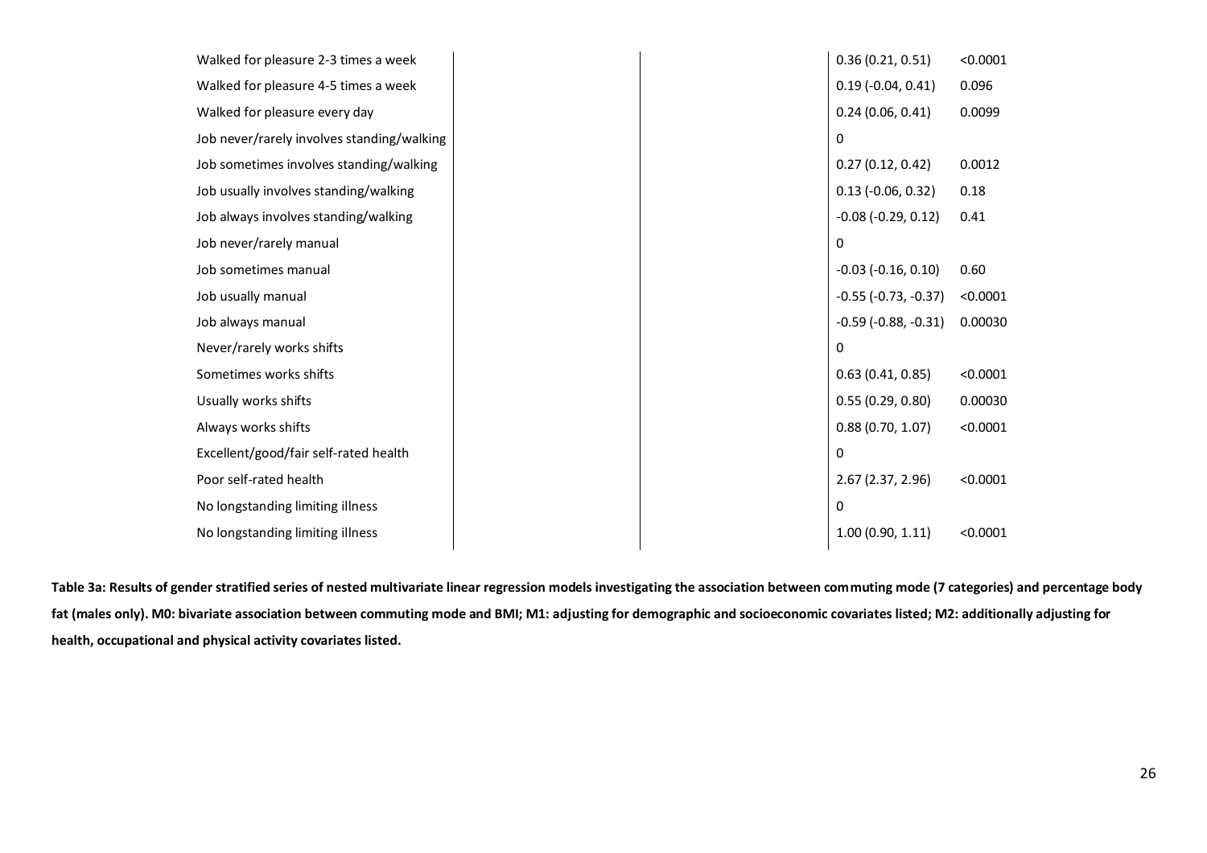| | | | | |
|---|---|---|---|---|
| Walked for pleasure 2-3 times a week | | | 0.36 (0.21, 0.51) | <0.0001 |
| Walked for pleasure 4-5 times a week | | | 0.19 (-0.04, 0.41) | 0.096 |
| Walked for pleasure every day | | | 0.24 (0.06, 0.41) | 0.0099 |
| Job never/rarely involves standing/walking | | | 0 | |
| Job sometimes involves standing/walking | | | 0.27 (0.12, 0.42) | 0.0012 |
| Job usually involves standing/walking | | | 0.13 (-0.06, 0.32) | 0.18 |
| Job always involves standing/walking | | | -0.08 (-0.29, 0.12) | 0.41 |
| Job never/rarely manual | | | 0 | |
| Job sometimes manual | | | -0.03 (-0.16, 0.10) | 0.60 |
| Job usually manual | | | -0.55 (-0.73, -0.37) | <0.0001 |
| Job always manual | | | -0.59 (-0.88, -0.31) | 0.00030 |
| Never/rarely works shifts | | | 0 | |
| Sometimes works shifts | | | 0.63 (0.41, 0.85) | <0.0001 |
| Usually works shifts | | | 0.55 (0.29, 0.80) | 0.00030 |
| Always works shifts | | | 0.88 (0.70, 1.07) | <0.0001 |
| Excellent/good/fair self-rated health | | | 0 | |
| Poor self-rated health | | | 2.67 (2.37, 2.96) | <0.0001 |
| No longstanding limiting illness | | | 0 | |
| No longstanding limiting illness | | | 1.00 (0.90, 1.11) | <0.0001 |

**Table 3a: Results of gender stratified series of nested multivariate linear regression models investigating the association between commuting mode (7 categories) and percentage body fat (males only). M0: bivariate association between commuting mode and BMI; M1: adjusting for demographic and socioeconomic covariates listed; M2: additionally adjusting for health, occupational and physical activity covariates listed.**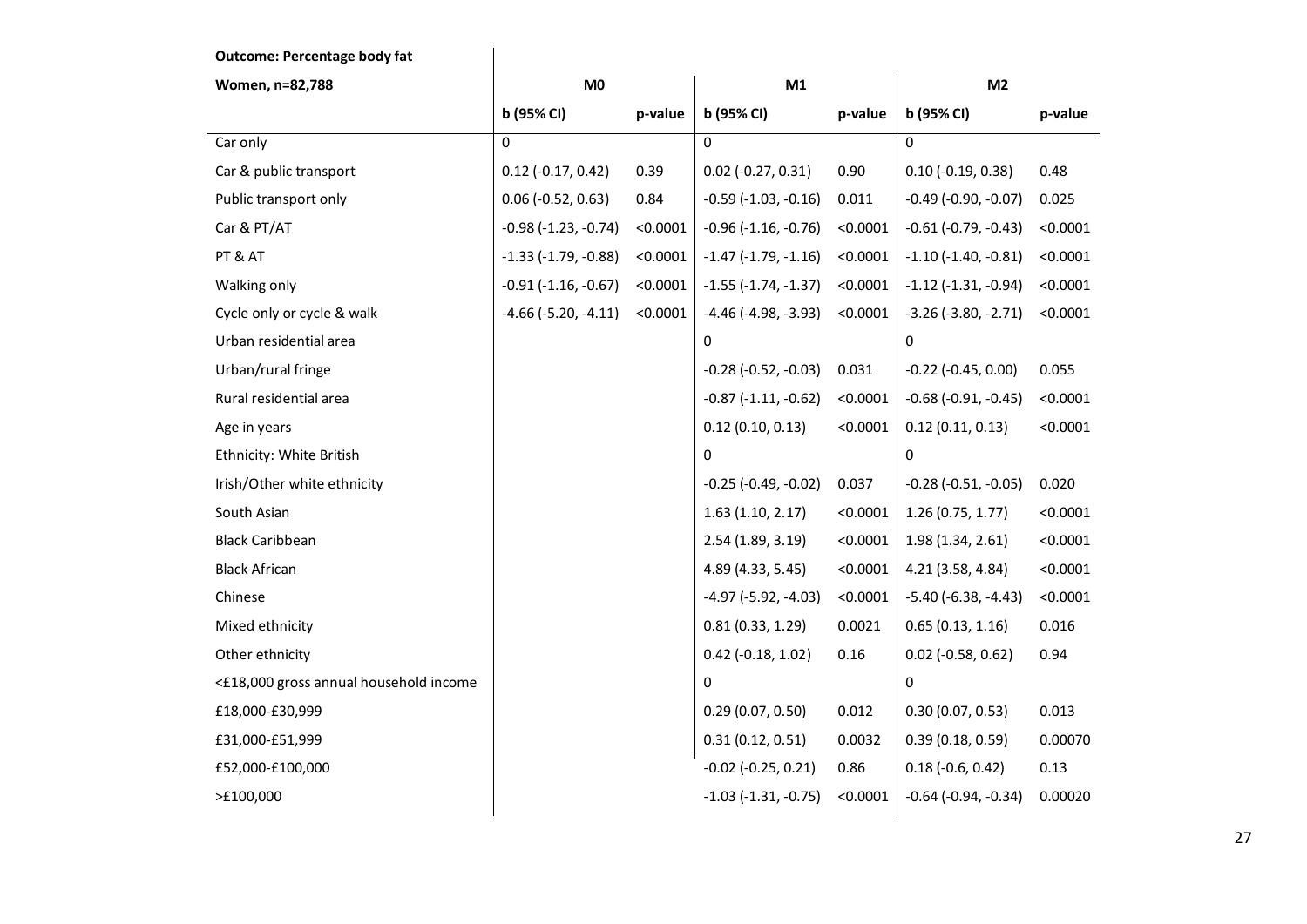**Outcome: Percentage body fat**

| Women, n=82,788 | M0 | | M1 | | M2 | |
|---|---|---|---|---|---|---|
| | b (95% CI) | p-value | b (95% CI) | p-value | b (95% CI) | p-value |
| Car only | 0 | | 0 | | 0 | |
| Car & public transport | 0.12 (-0.17, 0.42) | 0.39 | 0.02 (-0.27, 0.31) | 0.90 | 0.10 (-0.19, 0.38) | 0.48 |
| Public transport only | 0.06 (-0.52, 0.63) | 0.84 | -0.59 (-1.03, -0.16) | 0.011 | -0.49 (-0.90, -0.07) | 0.025 |
| Car & PT/AT | -0.98 (-1.23, -0.74) | <0.0001 | -0.96 (-1.16, -0.76) | <0.0001 | -0.61 (-0.79, -0.43) | <0.0001 |
| PT & AT | -1.33 (-1.79, -0.88) | <0.0001 | -1.47 (-1.79, -1.16) | <0.0001 | -1.10 (-1.40, -0.81) | <0.0001 |
| Walking only | -0.91 (-1.16, -0.67) | <0.0001 | -1.55 (-1.74, -1.37) | <0.0001 | -1.12 (-1.31, -0.94) | <0.0001 |
| Cycle only or cycle & walk | -4.66 (-5.20, -4.11) | <0.0001 | -4.46 (-4.98, -3.93) | <0.0001 | -3.26 (-3.80, -2.71) | <0.0001 |
| Urban residential area | | | 0 | | 0 | |
| Urban/rural fringe | | | -0.28 (-0.52, -0.03) | 0.031 | -0.22 (-0.45, 0.00) | 0.055 |
| Rural residential area | | | -0.87 (-1.11, -0.62) | <0.0001 | -0.68 (-0.91, -0.45) | <0.0001 |
| Age in years | | | 0.12 (0.10, 0.13) | <0.0001 | 0.12 (0.11, 0.13) | <0.0001 |
| Ethnicity: White British | | | 0 | | 0 | |
| Irish/Other white ethnicity | | | -0.25 (-0.49, -0.02) | 0.037 | -0.28 (-0.51, -0.05) | 0.020 |
| South Asian | | | 1.63 (1.10, 2.17) | <0.0001 | 1.26 (0.75, 1.77) | <0.0001 |
| Black Caribbean | | | 2.54 (1.89, 3.19) | <0.0001 | 1.98 (1.34, 2.61) | <0.0001 |
| Black African | | | 4.89 (4.33, 5.45) | <0.0001 | 4.21 (3.58, 4.84) | <0.0001 |
| Chinese | | | -4.97 (-5.92, -4.03) | <0.0001 | -5.40 (-6.38, -4.43) | <0.0001 |
| Mixed ethnicity | | | 0.81 (0.33, 1.29) | 0.0021 | 0.65 (0.13, 1.16) | 0.016 |
| Other ethnicity | | | 0.42 (-0.18, 1.02) | 0.16 | 0.02 (-0.58, 0.62) | 0.94 |
| <£18,000 gross annual household income | | | 0 | | 0 | |
| £18,000-£30,999 | | | 0.29 (0.07, 0.50) | 0.012 | 0.30 (0.07, 0.53) | 0.013 |
| £31,000-£51,999 | | | 0.31 (0.12, 0.51) | 0.0032 | 0.39 (0.18, 0.59) | 0.00070 |
| £52,000-£100,000 | | | -0.02 (-0.25, 0.21) | 0.86 | 0.18 (-0.6, 0.42) | 0.13 |
| >£100,000 | | | -1.03 (-1.31, -0.75) | <0.0001 | -0.64 (-0.94, -0.34) | 0.00020 |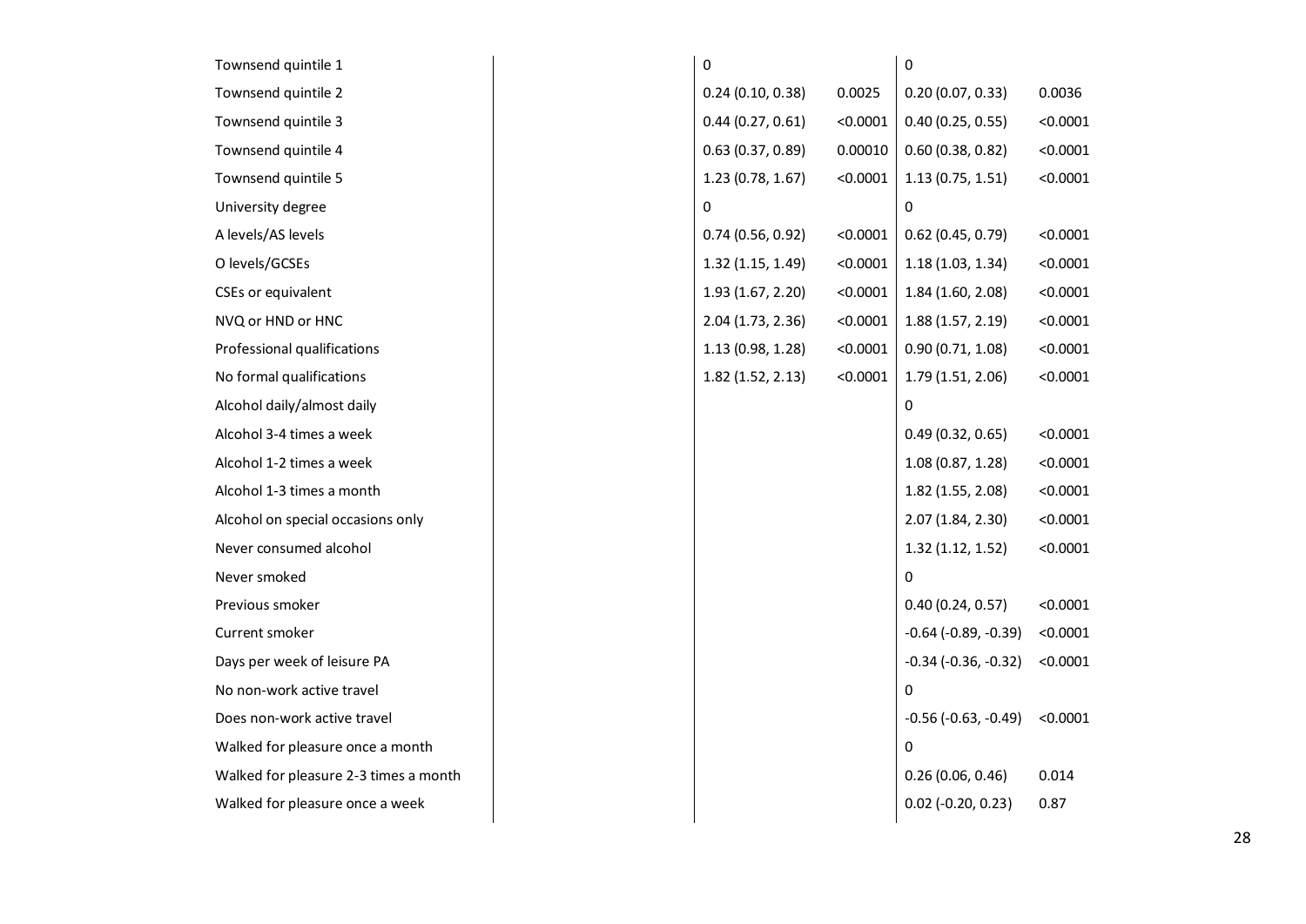| | | | | | |
|---|---|---|---|---|---|
| Townsend quintile 1 | | 0 | | 0 | |
| Townsend quintile 2 | | 0.24 (0.10, 0.38) | 0.0025 | 0.20 (0.07, 0.33) | 0.0036 |
| Townsend quintile 3 | | 0.44 (0.27, 0.61) | <0.0001 | 0.40 (0.25, 0.55) | <0.0001 |
| Townsend quintile 4 | | 0.63 (0.37, 0.89) | 0.00010 | 0.60 (0.38, 0.82) | <0.0001 |
| Townsend quintile 5 | | 1.23 (0.78, 1.67) | <0.0001 | 1.13 (0.75, 1.51) | <0.0001 |
| University degree | | 0 | | 0 | |
| A levels/AS levels | | 0.74 (0.56, 0.92) | <0.0001 | 0.62 (0.45, 0.79) | <0.0001 |
| O levels/GCSEs | | 1.32 (1.15, 1.49) | <0.0001 | 1.18 (1.03, 1.34) | <0.0001 |
| CSEs or equivalent | | 1.93 (1.67, 2.20) | <0.0001 | 1.84 (1.60, 2.08) | <0.0001 |
| NVQ or HND or HNC | | 2.04 (1.73, 2.36) | <0.0001 | 1.88 (1.57, 2.19) | <0.0001 |
| Professional qualifications | | 1.13 (0.98, 1.28) | <0.0001 | 0.90 (0.71, 1.08) | <0.0001 |
| No formal qualifications | | 1.82 (1.52, 2.13) | <0.0001 | 1.79 (1.51, 2.06) | <0.0001 |
| Alcohol daily/almost daily | | | | 0 | |
| Alcohol 3-4 times a week | | | | 0.49 (0.32, 0.65) | <0.0001 |
| Alcohol 1-2 times a week | | | | 1.08 (0.87, 1.28) | <0.0001 |
| Alcohol 1-3 times a month | | | | 1.82 (1.55, 2.08) | <0.0001 |
| Alcohol on special occasions only | | | | 2.07 (1.84, 2.30) | <0.0001 |
| Never consumed alcohol | | | | 1.32 (1.12, 1.52) | <0.0001 |
| Never smoked | | | | 0 | |
| Previous smoker | | | | 0.40 (0.24, 0.57) | <0.0001 |
| Current smoker | | | | -0.64 (-0.89, -0.39) | <0.0001 |
| Days per week of leisure PA | | | | -0.34 (-0.36, -0.32) | <0.0001 |
| No non-work active travel | | | | 0 | |
| Does non-work active travel | | | | -0.56 (-0.63, -0.49) | <0.0001 |
| Walked for pleasure once a month | | | | 0 | |
| Walked for pleasure 2-3 times a month | | | | 0.26 (0.06, 0.46) | 0.014 |
| Walked for pleasure once a week | | | | 0.02 (-0.20, 0.23) | 0.87 |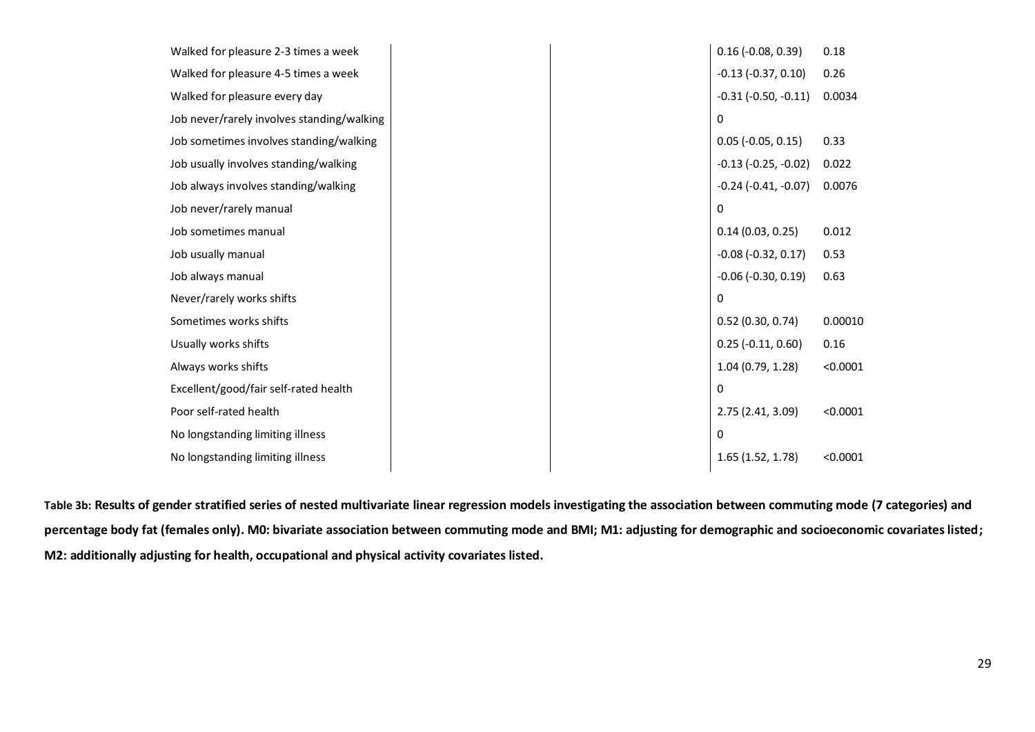| | | | | |
|---|---|---|---|---|
| Walked for pleasure 2-3 times a week | | | 0.16 (-0.08, 0.39) | 0.18 |
| Walked for pleasure 4-5 times a week | | | -0.13 (-0.37, 0.10) | 0.26 |
| Walked for pleasure every day | | | -0.31 (-0.50, -0.11) | 0.0034 |
| Job never/rarely involves standing/walking | | | 0 | |
| Job sometimes involves standing/walking | | | 0.05 (-0.05, 0.15) | 0.33 |
| Job usually involves standing/walking | | | -0.13 (-0.25, -0.02) | 0.022 |
| Job always involves standing/walking | | | -0.24 (-0.41, -0.07) | 0.0076 |
| Job never/rarely manual | | | 0 | |
| Job sometimes manual | | | 0.14 (0.03, 0.25) | 0.012 |
| Job usually manual | | | -0.08 (-0.32, 0.17) | 0.53 |
| Job always manual | | | -0.06 (-0.30, 0.19) | 0.63 |
| Never/rarely works shifts | | | 0 | |
| Sometimes works shifts | | | 0.52 (0.30, 0.74) | 0.00010 |
| Usually works shifts | | | 0.25 (-0.11, 0.60) | 0.16 |
| Always works shifts | | | 1.04 (0.79, 1.28) | <0.0001 |
| Excellent/good/fair self-rated health | | | 0 | |
| Poor self-rated health | | | 2.75 (2.41, 3.09) | <0.0001 |
| No longstanding limiting illness | | | 0 | |
| No longstanding limiting illness | | | 1.65 (1.52, 1.78) | <0.0001 |

**Table 3b: Results of gender stratified series of nested multivariate linear regression models investigating the association between commuting mode (7 categories) and percentage body fat (females only). M0: bivariate association between commuting mode and BMI; M1: adjusting for demographic and socioeconomic covariates listed; M2: additionally adjusting for health, occupational and physical activity covariates listed.**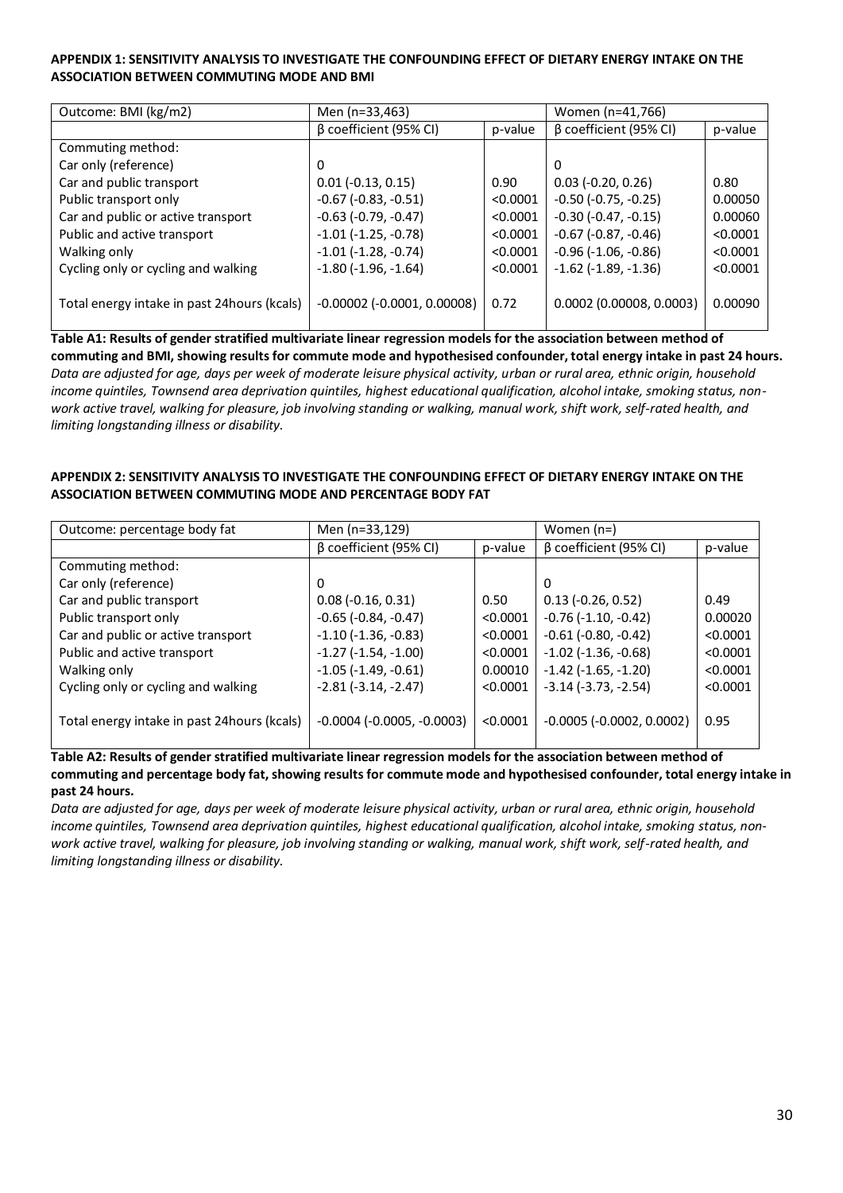**APPENDIX 1: SENSITIVITY ANALYSIS TO INVESTIGATE THE CONFOUNDING EFFECT OF DIETARY ENERGY INTAKE ON THE ASSOCIATION BETWEEN COMMUTING MODE AND BMI**

| Outcome: BMI (kg/m2) | Men (n=33,463) | | Women (n=41,766) | |
|---|---|---|---|---|
| | β coefficient (95% CI) | p-value | β coefficient (95% CI) | p-value |
| Commuting method: | | | | |
| Car only (reference) | 0 | | 0 | |
| Car and public transport | 0.01 (-0.13, 0.15) | 0.90 | 0.03 (-0.20, 0.26) | 0.80 |
| Public transport only | -0.67 (-0.83, -0.51) | <0.0001 | -0.50 (-0.75, -0.25) | 0.00050 |
| Car and public or active transport | -0.63 (-0.79, -0.47) | <0.0001 | -0.30 (-0.47, -0.15) | 0.00060 |
| Public and active transport | -1.01 (-1.25, -0.78) | <0.0001 | -0.67 (-0.87, -0.46) | <0.0001 |
| Walking only | -1.01 (-1.28, -0.74) | <0.0001 | -0.96 (-1.06, -0.86) | <0.0001 |
| Cycling only or cycling and walking | -1.80 (-1.96, -1.64) | <0.0001 | -1.62 (-1.89, -1.36) | <0.0001 |
| Total energy intake in past 24hours (kcals) | -0.00002 (-0.0001, 0.00008) | 0.72 | 0.0002 (0.00008, 0.0003) | 0.00090 |

**Table A1: Results of gender stratified multivariate linear regression models for the association between method of commuting and BMI, showing results for commute mode and hypothesised confounder, total energy intake in past 24 hours.** *Data are adjusted for age, days per week of moderate leisure physical activity, urban or rural area, ethnic origin, household income quintiles, Townsend area deprivation quintiles, highest educational qualification, alcohol intake, smoking status, non-work active travel, walking for pleasure, job involving standing or walking, manual work, shift work, self-rated health, and limiting longstanding illness or disability.*

**APPENDIX 2: SENSITIVITY ANALYSIS TO INVESTIGATE THE CONFOUNDING EFFECT OF DIETARY ENERGY INTAKE ON THE ASSOCIATION BETWEEN COMMUTING MODE AND PERCENTAGE BODY FAT**

| Outcome: percentage body fat | Men (n=33,129) | | Women (n=) | |
|---|---|---|---|---|
| | β coefficient (95% CI) | p-value | β coefficient (95% CI) | p-value |
| Commuting method: | | | | |
| Car only (reference) | 0 | | 0 | |
| Car and public transport | 0.08 (-0.16, 0.31) | 0.50 | 0.13 (-0.26, 0.52) | 0.49 |
| Public transport only | -0.65 (-0.84, -0.47) | <0.0001 | -0.76 (-1.10, -0.42) | 0.00020 |
| Car and public or active transport | -1.10 (-1.36, -0.83) | <0.0001 | -0.61 (-0.80, -0.42) | <0.0001 |
| Public and active transport | -1.27 (-1.54, -1.00) | <0.0001 | -1.02 (-1.36, -0.68) | <0.0001 |
| Walking only | -1.05 (-1.49, -0.61) | 0.00010 | -1.42 (-1.65, -1.20) | <0.0001 |
| Cycling only or cycling and walking | -2.81 (-3.14, -2.47) | <0.0001 | -3.14 (-3.73, -2.54) | <0.0001 |
| Total energy intake in past 24hours (kcals) | -0.0004 (-0.0005, -0.0003) | <0.0001 | -0.0005 (-0.0002, 0.0002) | 0.95 |

**Table A2: Results of gender stratified multivariate linear regression models for the association between method of commuting and percentage body fat, showing results for commute mode and hypothesised confounder, total energy intake in past 24 hours.**

*Data are adjusted for age, days per week of moderate leisure physical activity, urban or rural area, ethnic origin, household income quintiles, Townsend area deprivation quintiles, highest educational qualification, alcohol intake, smoking status, non-work active travel, walking for pleasure, job involving standing or walking, manual work, shift work, self-rated health, and limiting longstanding illness or disability.*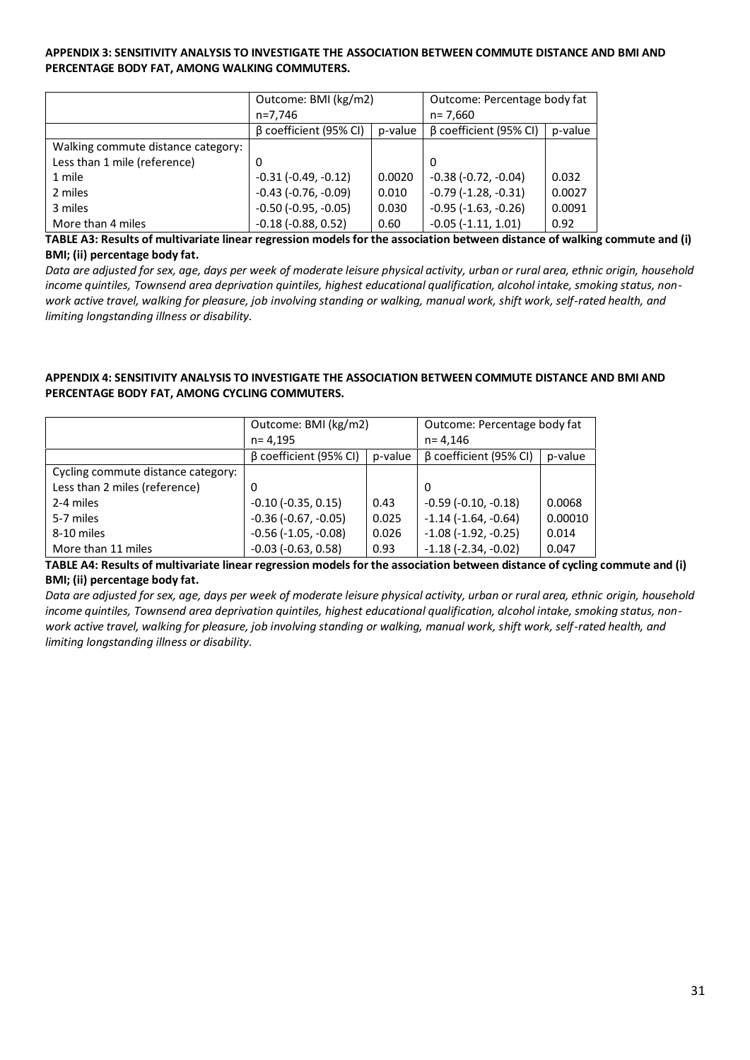**APPENDIX 3: SENSITIVITY ANALYSIS TO INVESTIGATE THE ASSOCIATION BETWEEN COMMUTE DISTANCE AND BMI AND PERCENTAGE BODY FAT, AMONG WALKING COMMUTERS.**

| | Outcome: BMI (kg/m2) n=7,746 | | Outcome: Percentage body fat n= 7,660 | |
|---|---|---|---|---|
| | β coefficient (95% CI) | p-value | β coefficient (95% CI) | p-value |
| Walking commute distance category: | | | | |
| Less than 1 mile (reference) | 0 | | 0 | |
| 1 mile | -0.31 (-0.49, -0.12) | 0.0020 | -0.38 (-0.72, -0.04) | 0.032 |
| 2 miles | -0.43 (-0.76, -0.09) | 0.010 | -0.79 (-1.28, -0.31) | 0.0027 |
| 3 miles | -0.50 (-0.95, -0.05) | 0.030 | -0.95 (-1.63, -0.26) | 0.0091 |
| More than 4 miles | -0.18 (-0.88, 0.52) | 0.60 | -0.05 (-1.11, 1.01) | 0.92 |

**TABLE A3: Results of multivariate linear regression models for the association between distance of walking commute and (i) BMI; (ii) percentage body fat.**

*Data are adjusted for sex, age, days per week of moderate leisure physical activity, urban or rural area, ethnic origin, household income quintiles, Townsend area deprivation quintiles, highest educational qualification, alcohol intake, smoking status, non-work active travel, walking for pleasure, job involving standing or walking, manual work, shift work, self-rated health, and limiting longstanding illness or disability.*

**APPENDIX 4: SENSITIVITY ANALYSIS TO INVESTIGATE THE ASSOCIATION BETWEEN COMMUTE DISTANCE AND BMI AND PERCENTAGE BODY FAT, AMONG CYCLING COMMUTERS.**

| | Outcome: BMI (kg/m2) n= 4,195 | | Outcome: Percentage body fat n= 4,146 | |
|---|---|---|---|---|
| | β coefficient (95% CI) | p-value | β coefficient (95% CI) | p-value |
| Cycling commute distance category: | | | | |
| Less than 2 miles (reference) | 0 | | 0 | |
| 2-4 miles | -0.10 (-0.35, 0.15) | 0.43 | -0.59 (-0.10, -0.18) | 0.0068 |
| 5-7 miles | -0.36 (-0.67, -0.05) | 0.025 | -1.14 (-1.64, -0.64) | 0.00010 |
| 8-10 miles | -0.56 (-1.05, -0.08) | 0.026 | -1.08 (-1.92, -0.25) | 0.014 |
| More than 11 miles | -0.03 (-0.63, 0.58) | 0.93 | -1.18 (-2.34, -0.02) | 0.047 |

**TABLE A4: Results of multivariate linear regression models for the association between distance of cycling commute and (i) BMI; (ii) percentage body fat.**

*Data are adjusted for sex, age, days per week of moderate leisure physical activity, urban or rural area, ethnic origin, household income quintiles, Townsend area deprivation quintiles, highest educational qualification, alcohol intake, smoking status, non-work active travel, walking for pleasure, job involving standing or walking, manual work, shift work, self-rated health, and limiting longstanding illness or disability.*